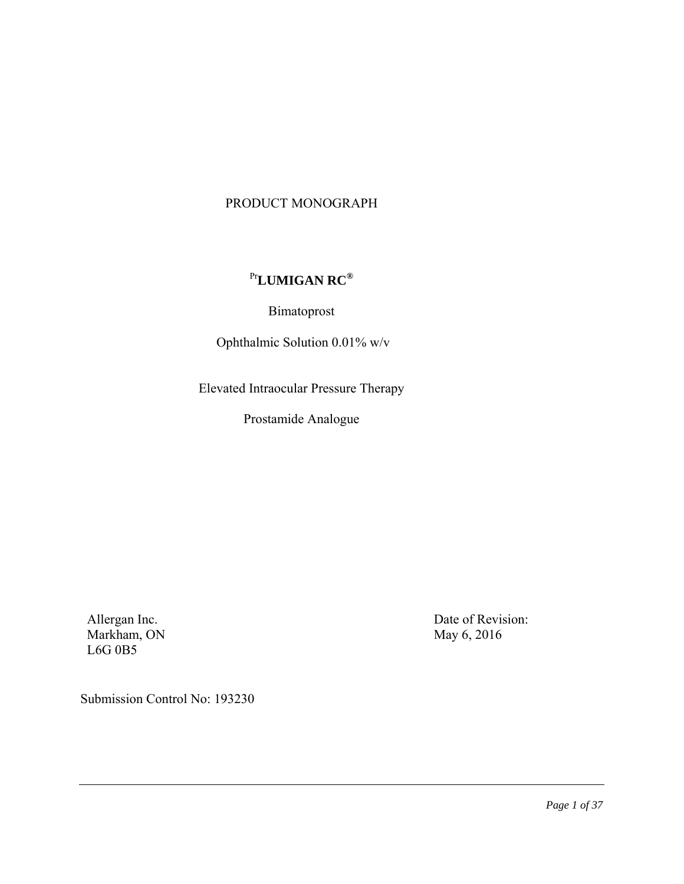PRODUCT MONOGRAPH

# [Pr]LUMIGAN RC®

Bimatoprost

Ophthalmic Solution 0.01% w/v

Elevated Intraocular Pressure Therapy

Prostamide Analogue

Allergan Inc.
Markham, ON
L6G 0B5

Date of Revision:
May 6, 2016

Submission Control No: 193230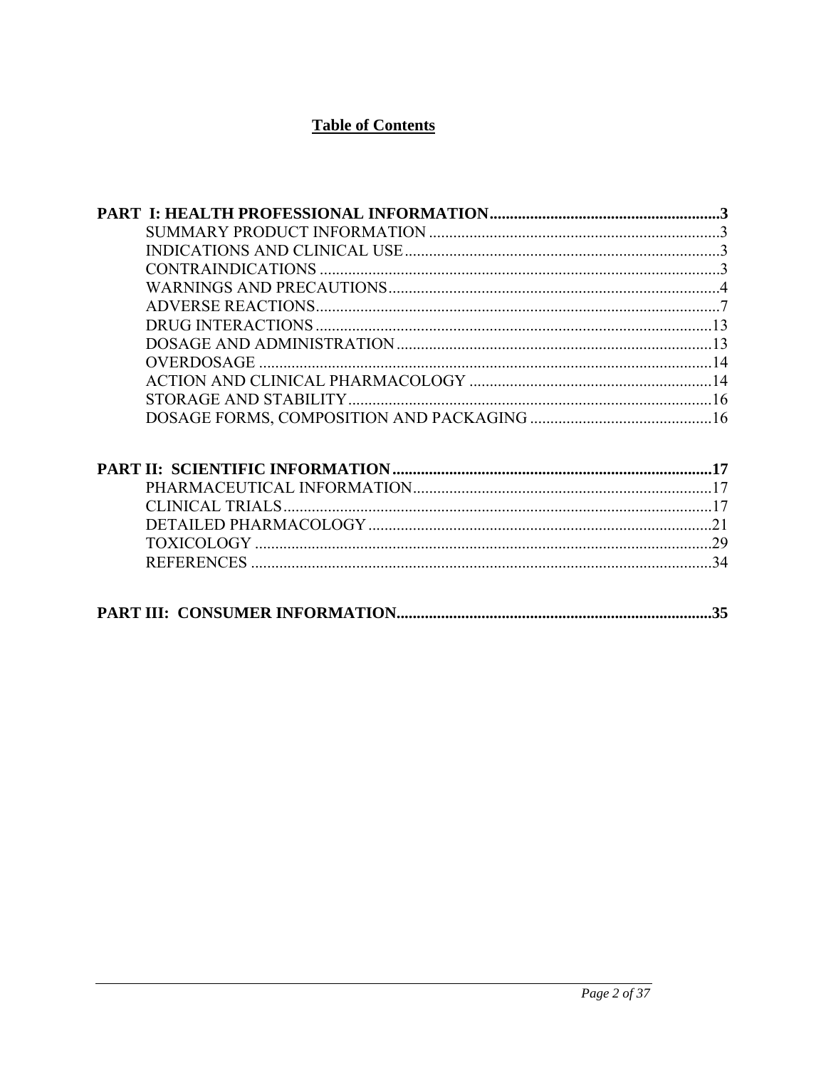# Table of Contents

**PART I: HEALTH PROFESSIONAL INFORMATION.........................................................3**

- SUMMARY PRODUCT INFORMATION ........................................................................3
- INDICATIONS AND CLINICAL USE..............................................................................3
- CONTRAINDICATIONS ..................................................................................................3
- WARNINGS AND PRECAUTIONS.................................................................................4
- ADVERSE REACTIONS....................................................................................................7
- DRUG INTERACTIONS ..................................................................................................13
- DOSAGE AND ADMINISTRATION..............................................................................13
- OVERDOSAGE ................................................................................................................14
- ACTION AND CLINICAL PHARMACOLOGY ............................................................14
- STORAGE AND STABILITY..........................................................................................16
- DOSAGE FORMS, COMPOSITION AND PACKAGING .............................................16

**PART II: SCIENTIFIC INFORMATION...............................................................................17**

- PHARMACEUTICAL INFORMATION..........................................................................17
- CLINICAL TRIALS..........................................................................................................17
- DETAILED PHARMACOLOGY .....................................................................................21
- TOXICOLOGY .................................................................................................................29
- REFERENCES ..................................................................................................................34

**PART III: CONSUMER INFORMATION..............................................................................35**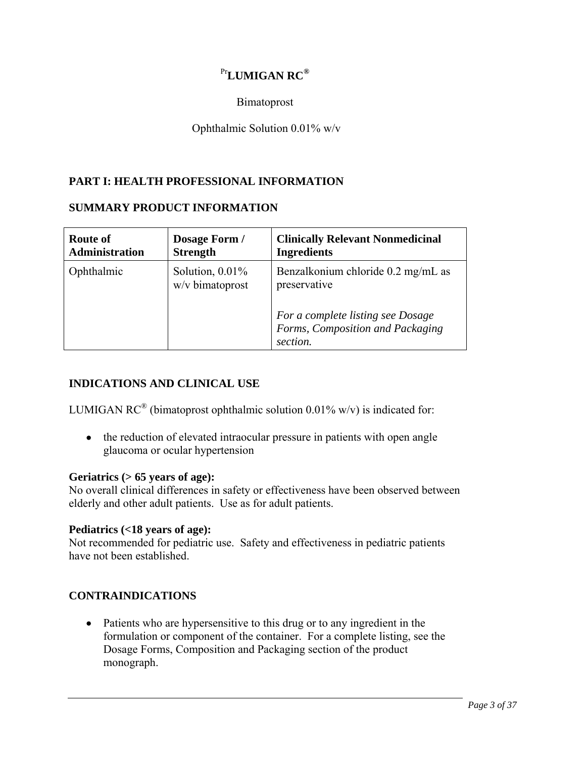PrLUMIGAN RC®

Bimatoprost

Ophthalmic Solution 0.01% w/v

## PART I: HEALTH PROFESSIONAL INFORMATION

## SUMMARY PRODUCT INFORMATION

| Route of Administration | Dosage Form / Strength | Clinically Relevant Nonmedicinal Ingredients |
|---|---|---|
| Ophthalmic | Solution, 0.01% w/v bimatoprost | Benzalkonium chloride 0.2 mg/mL as preservative<br><br>*For a complete listing see Dosage Forms, Composition and Packaging section.* |

## INDICATIONS AND CLINICAL USE

LUMIGAN RC® (bimatoprost ophthalmic solution 0.01% w/v) is indicated for:

- the reduction of elevated intraocular pressure in patients with open angle glaucoma or ocular hypertension

**Geriatrics (> 65 years of age):**
No overall clinical differences in safety or effectiveness have been observed between elderly and other adult patients. Use as for adult patients.

**Pediatrics (<18 years of age):**
Not recommended for pediatric use. Safety and effectiveness in pediatric patients have not been established.

## CONTRAINDICATIONS

- Patients who are hypersensitive to this drug or to any ingredient in the formulation or component of the container. For a complete listing, see the Dosage Forms, Composition and Packaging section of the product monograph.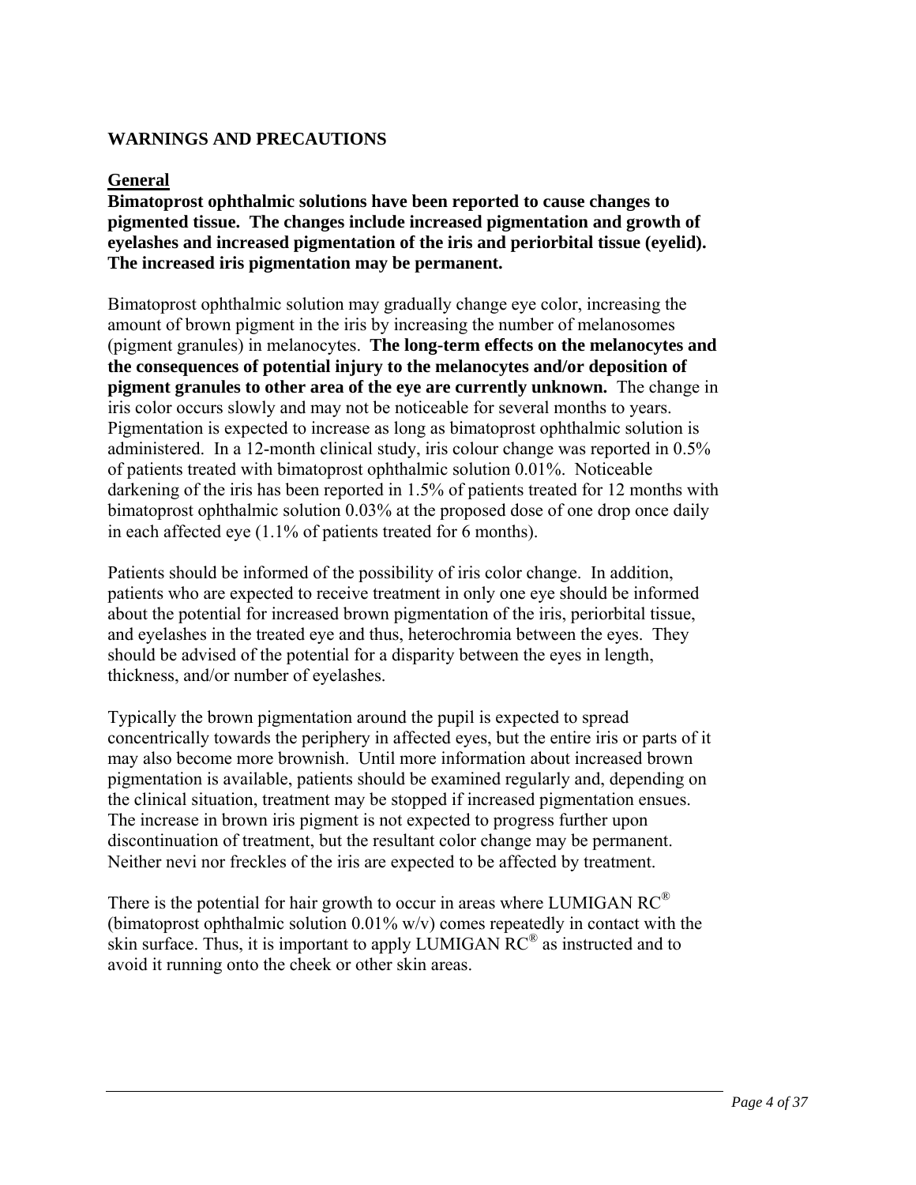## WARNINGS AND PRECAUTIONS

### General

**Bimatoprost ophthalmic solutions have been reported to cause changes to pigmented tissue. The changes include increased pigmentation and growth of eyelashes and increased pigmentation of the iris and periorbital tissue (eyelid). The increased iris pigmentation may be permanent.**

Bimatoprost ophthalmic solution may gradually change eye color, increasing the amount of brown pigment in the iris by increasing the number of melanosomes (pigment granules) in melanocytes. **The long-term effects on the melanocytes and the consequences of potential injury to the melanocytes and/or deposition of pigment granules to other area of the eye are currently unknown.** The change in iris color occurs slowly and may not be noticeable for several months to years. Pigmentation is expected to increase as long as bimatoprost ophthalmic solution is administered. In a 12-month clinical study, iris colour change was reported in 0.5% of patients treated with bimatoprost ophthalmic solution 0.01%. Noticeable darkening of the iris has been reported in 1.5% of patients treated for 12 months with bimatoprost ophthalmic solution 0.03% at the proposed dose of one drop once daily in each affected eye (1.1% of patients treated for 6 months).

Patients should be informed of the possibility of iris color change. In addition, patients who are expected to receive treatment in only one eye should be informed about the potential for increased brown pigmentation of the iris, periorbital tissue, and eyelashes in the treated eye and thus, heterochromia between the eyes. They should be advised of the potential for a disparity between the eyes in length, thickness, and/or number of eyelashes.

Typically the brown pigmentation around the pupil is expected to spread concentrically towards the periphery in affected eyes, but the entire iris or parts of it may also become more brownish. Until more information about increased brown pigmentation is available, patients should be examined regularly and, depending on the clinical situation, treatment may be stopped if increased pigmentation ensues. The increase in brown iris pigment is not expected to progress further upon discontinuation of treatment, but the resultant color change may be permanent. Neither nevi nor freckles of the iris are expected to be affected by treatment.

There is the potential for hair growth to occur in areas where LUMIGAN RC® (bimatoprost ophthalmic solution 0.01% w/v) comes repeatedly in contact with the skin surface. Thus, it is important to apply LUMIGAN RC® as instructed and to avoid it running onto the cheek or other skin areas.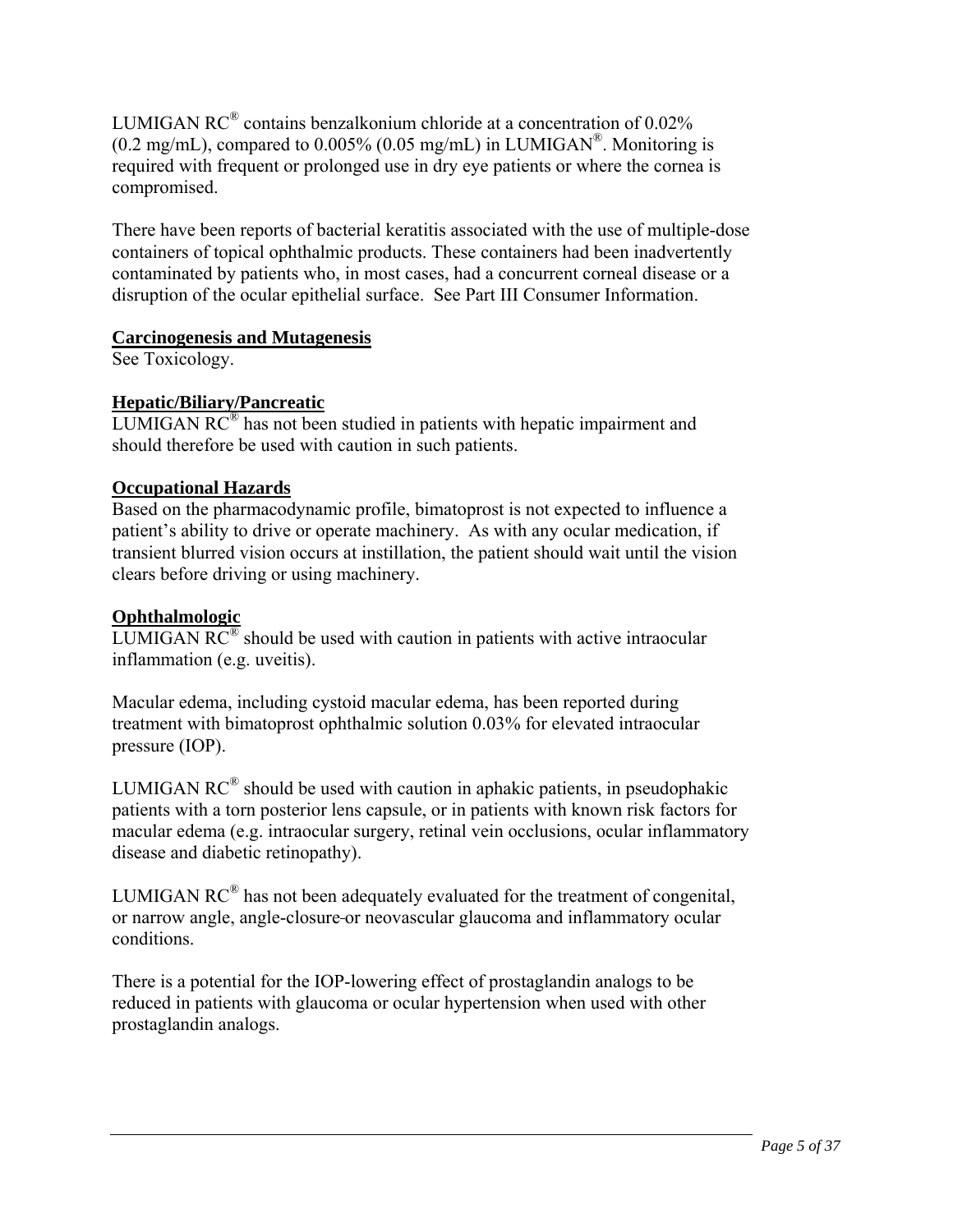LUMIGAN RC® contains benzalkonium chloride at a concentration of 0.02% (0.2 mg/mL), compared to 0.005% (0.05 mg/mL) in LUMIGAN®. Monitoring is required with frequent or prolonged use in dry eye patients or where the cornea is compromised.

There have been reports of bacterial keratitis associated with the use of multiple-dose containers of topical ophthalmic products. These containers had been inadvertently contaminated by patients who, in most cases, had a concurrent corneal disease or a disruption of the ocular epithelial surface. See Part III Consumer Information.

**Carcinogenesis and Mutagenesis**

See Toxicology.

**Hepatic/Biliary/Pancreatic**

LUMIGAN RC® has not been studied in patients with hepatic impairment and should therefore be used with caution in such patients.

**Occupational Hazards**

Based on the pharmacodynamic profile, bimatoprost is not expected to influence a patient's ability to drive or operate machinery. As with any ocular medication, if transient blurred vision occurs at instillation, the patient should wait until the vision clears before driving or using machinery.

**Ophthalmologic**

LUMIGAN RC® should be used with caution in patients with active intraocular inflammation (e.g. uveitis).

Macular edema, including cystoid macular edema, has been reported during treatment with bimatoprost ophthalmic solution 0.03% for elevated intraocular pressure (IOP).

LUMIGAN RC® should be used with caution in aphakic patients, in pseudophakic patients with a torn posterior lens capsule, or in patients with known risk factors for macular edema (e.g. intraocular surgery, retinal vein occlusions, ocular inflammatory disease and diabetic retinopathy).

LUMIGAN RC® has not been adequately evaluated for the treatment of congenital, or narrow angle, angle-closure or neovascular glaucoma and inflammatory ocular conditions.

There is a potential for the IOP-lowering effect of prostaglandin analogs to be reduced in patients with glaucoma or ocular hypertension when used with other prostaglandin analogs.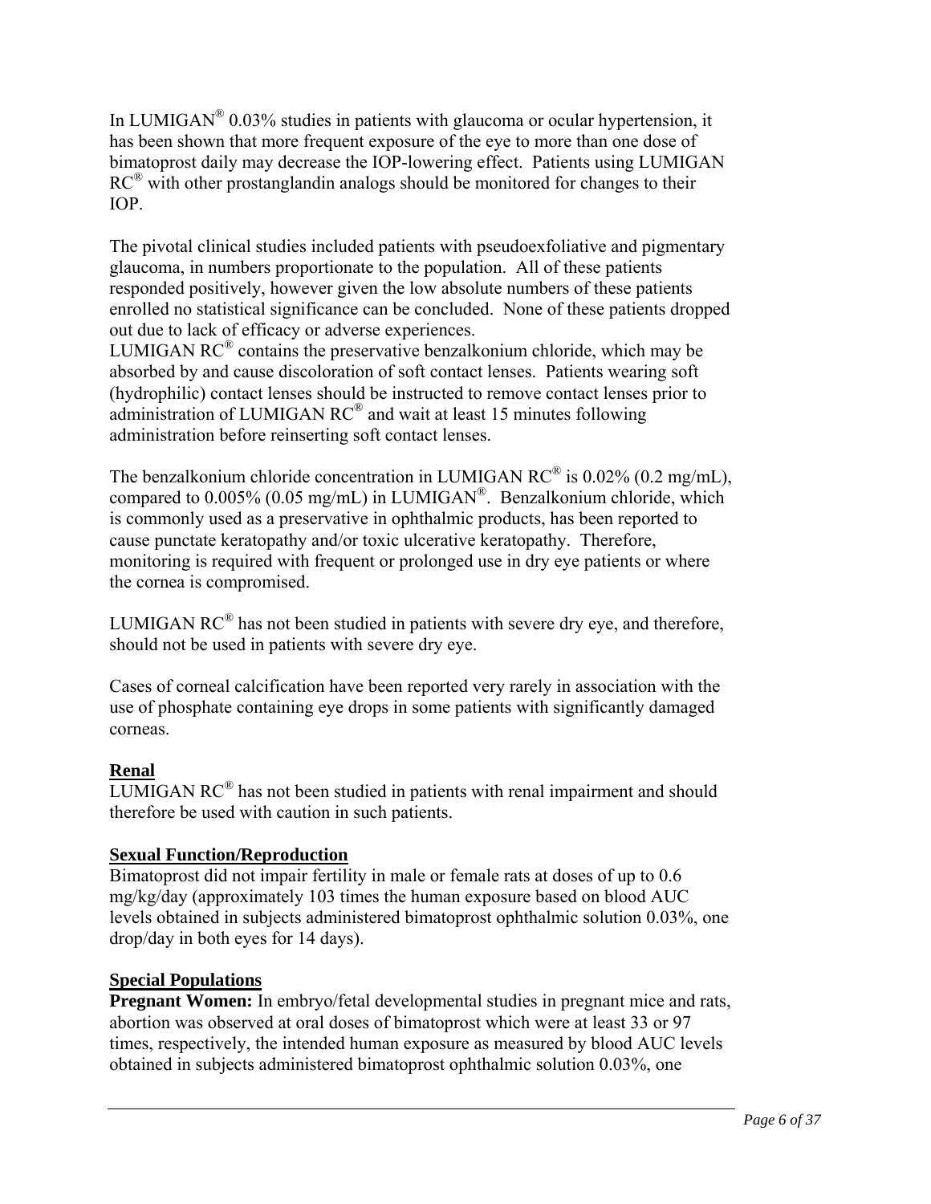In LUMIGAN® 0.03% studies in patients with glaucoma or ocular hypertension, it has been shown that more frequent exposure of the eye to more than one dose of bimatoprost daily may decrease the IOP-lowering effect. Patients using LUMIGAN RC® with other prostanglandin analogs should be monitored for changes to their IOP.

The pivotal clinical studies included patients with pseudoexfoliative and pigmentary glaucoma, in numbers proportionate to the population. All of these patients responded positively, however given the low absolute numbers of these patients enrolled no statistical significance can be concluded. None of these patients dropped out due to lack of efficacy or adverse experiences.
LUMIGAN RC® contains the preservative benzalkonium chloride, which may be absorbed by and cause discoloration of soft contact lenses. Patients wearing soft (hydrophilic) contact lenses should be instructed to remove contact lenses prior to administration of LUMIGAN RC® and wait at least 15 minutes following administration before reinserting soft contact lenses.

The benzalkonium chloride concentration in LUMIGAN RC® is 0.02% (0.2 mg/mL), compared to 0.005% (0.05 mg/mL) in LUMIGAN®. Benzalkonium chloride, which is commonly used as a preservative in ophthalmic products, has been reported to cause punctate keratopathy and/or toxic ulcerative keratopathy. Therefore, monitoring is required with frequent or prolonged use in dry eye patients or where the cornea is compromised.

LUMIGAN RC® has not been studied in patients with severe dry eye, and therefore, should not be used in patients with severe dry eye.

Cases of corneal calcification have been reported very rarely in association with the use of phosphate containing eye drops in some patients with significantly damaged corneas.

**Renal**
LUMIGAN RC® has not been studied in patients with renal impairment and should therefore be used with caution in such patients.

**Sexual Function/Reproduction**
Bimatoprost did not impair fertility in male or female rats at doses of up to 0.6 mg/kg/day (approximately 103 times the human exposure based on blood AUC levels obtained in subjects administered bimatoprost ophthalmic solution 0.03%, one drop/day in both eyes for 14 days).

**Special Populations**
**Pregnant Women:** In embryo/fetal developmental studies in pregnant mice and rats, abortion was observed at oral doses of bimatoprost which were at least 33 or 97 times, respectively, the intended human exposure as measured by blood AUC levels obtained in subjects administered bimatoprost ophthalmic solution 0.03%, one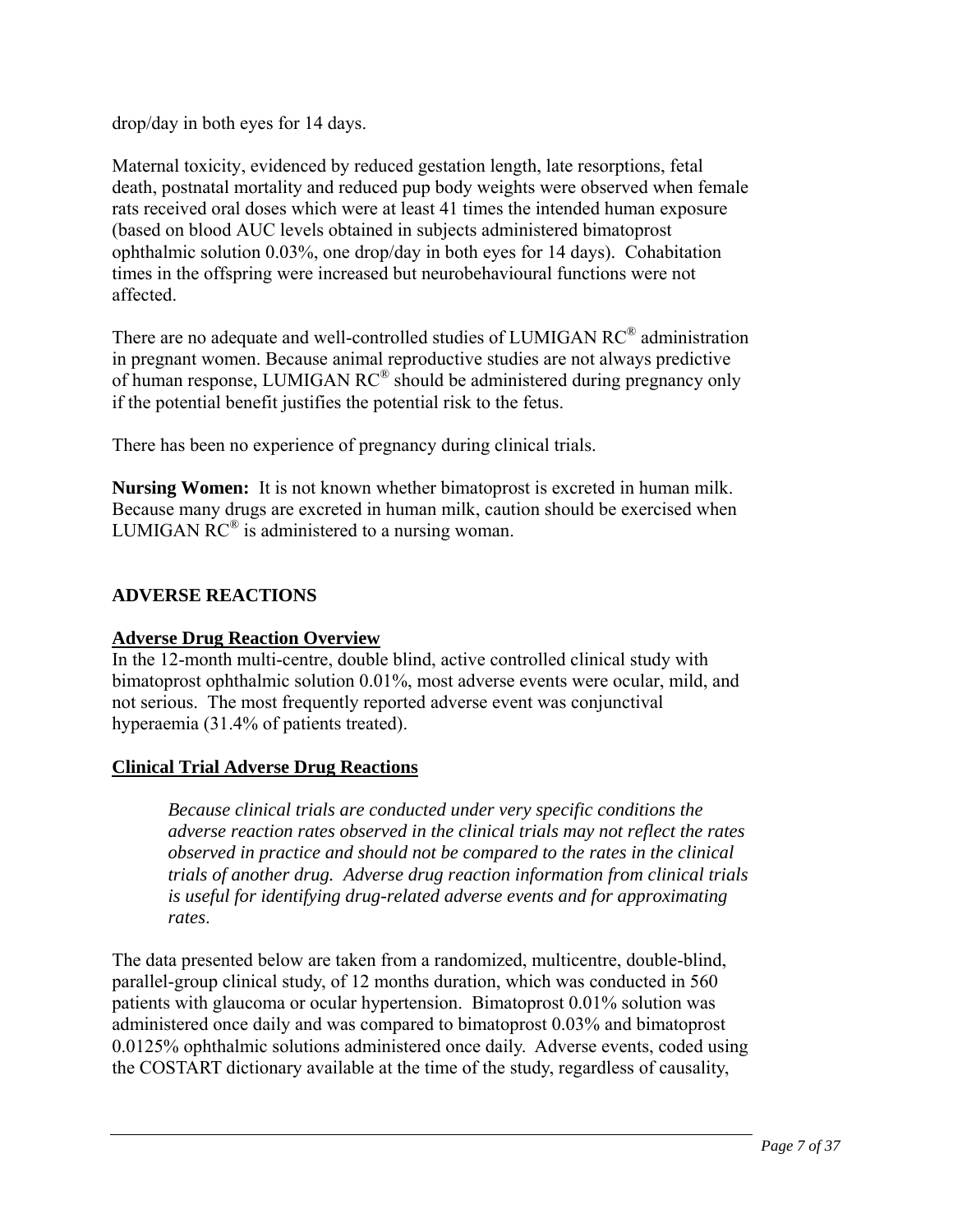drop/day in both eyes for 14 days.

Maternal toxicity, evidenced by reduced gestation length, late resorptions, fetal death, postnatal mortality and reduced pup body weights were observed when female rats received oral doses which were at least 41 times the intended human exposure (based on blood AUC levels obtained in subjects administered bimatoprost ophthalmic solution 0.03%, one drop/day in both eyes for 14 days). Cohabitation times in the offspring were increased but neurobehavioural functions were not affected.

There are no adequate and well-controlled studies of LUMIGAN RC® administration in pregnant women. Because animal reproductive studies are not always predictive of human response, LUMIGAN RC® should be administered during pregnancy only if the potential benefit justifies the potential risk to the fetus.

There has been no experience of pregnancy during clinical trials.

**Nursing Women:** It is not known whether bimatoprost is excreted in human milk. Because many drugs are excreted in human milk, caution should be exercised when LUMIGAN RC® is administered to a nursing woman.

## ADVERSE REACTIONS

### Adverse Drug Reaction Overview

In the 12-month multi-centre, double blind, active controlled clinical study with bimatoprost ophthalmic solution 0.01%, most adverse events were ocular, mild, and not serious. The most frequently reported adverse event was conjunctival hyperaemia (31.4% of patients treated).

### Clinical Trial Adverse Drug Reactions

*Because clinical trials are conducted under very specific conditions the adverse reaction rates observed in the clinical trials may not reflect the rates observed in practice and should not be compared to the rates in the clinical trials of another drug. Adverse drug reaction information from clinical trials is useful for identifying drug-related adverse events and for approximating rates*.

The data presented below are taken from a randomized, multicentre, double-blind, parallel-group clinical study, of 12 months duration, which was conducted in 560 patients with glaucoma or ocular hypertension. Bimatoprost 0.01% solution was administered once daily and was compared to bimatoprost 0.03% and bimatoprost 0.0125% ophthalmic solutions administered once daily. Adverse events, coded using the COSTART dictionary available at the time of the study, regardless of causality,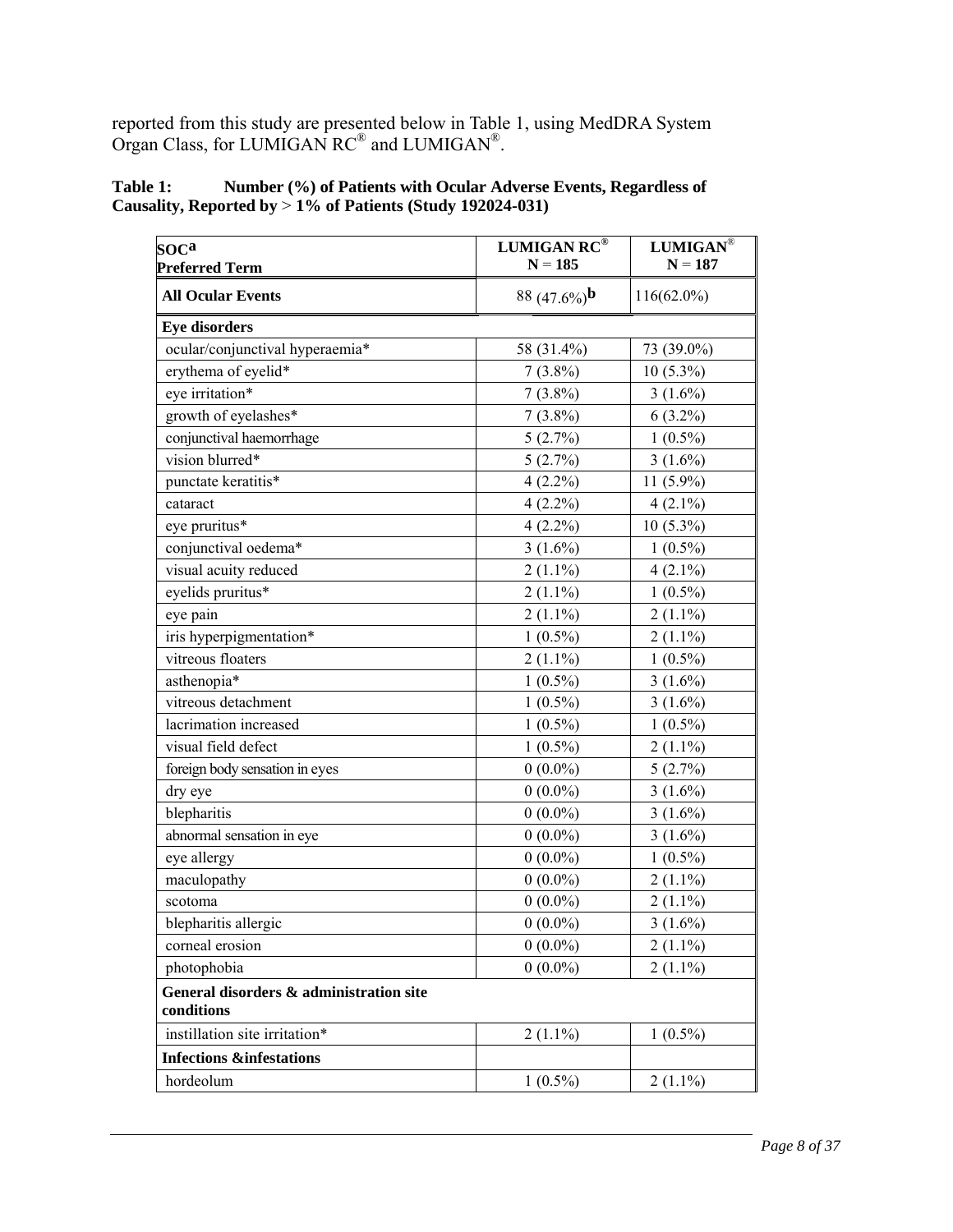reported from this study are presented below in Table 1, using MedDRA System Organ Class, for LUMIGAN RC® and LUMIGAN®.

**Table 1: Number (%) of Patients with Ocular Adverse Events, Regardless of Causality, Reported by > 1% of Patients (Study 192024-031)**

| SOC[a] Preferred Term | LUMIGAN RC® N = 185 | LUMIGAN® N = 187 |
|---|---|---|
| **All Ocular Events** | 88 (47.6%)[b] | 116(62.0%) |
| **Eye disorders** | | |
| ocular/conjunctival hyperaemia* | 58 (31.4%) | 73 (39.0%) |
| erythema of eyelid* | 7 (3.8%) | 10 (5.3%) |
| eye irritation* | 7 (3.8%) | 3 (1.6%) |
| growth of eyelashes* | 7 (3.8%) | 6 (3.2%) |
| conjunctival haemorrhage | 5 (2.7%) | 1 (0.5%) |
| vision blurred* | 5 (2.7%) | 3 (1.6%) |
| punctate keratitis* | 4 (2.2%) | 11 (5.9%) |
| cataract | 4 (2.2%) | 4 (2.1%) |
| eye pruritus* | 4 (2.2%) | 10 (5.3%) |
| conjunctival oedema* | 3 (1.6%) | 1 (0.5%) |
| visual acuity reduced | 2 (1.1%) | 4 (2.1%) |
| eyelids pruritus* | 2 (1.1%) | 1 (0.5%) |
| eye pain | 2 (1.1%) | 2 (1.1%) |
| iris hyperpigmentation* | 1 (0.5%) | 2 (1.1%) |
| vitreous floaters | 2 (1.1%) | 1 (0.5%) |
| asthenopia* | 1 (0.5%) | 3 (1.6%) |
| vitreous detachment | 1 (0.5%) | 3 (1.6%) |
| lacrimation increased | 1 (0.5%) | 1 (0.5%) |
| visual field defect | 1 (0.5%) | 2 (1.1%) |
| foreign body sensation in eyes | 0 (0.0%) | 5 (2.7%) |
| dry eye | 0 (0.0%) | 3 (1.6%) |
| blepharitis | 0 (0.0%) | 3 (1.6%) |
| abnormal sensation in eye | 0 (0.0%) | 3 (1.6%) |
| eye allergy | 0 (0.0%) | 1 (0.5%) |
| maculopathy | 0 (0.0%) | 2 (1.1%) |
| scotoma | 0 (0.0%) | 2 (1.1%) |
| blepharitis allergic | 0 (0.0%) | 3 (1.6%) |
| corneal erosion | 0 (0.0%) | 2 (1.1%) |
| photophobia | 0 (0.0%) | 2 (1.1%) |
| **General disorders & administration site conditions** | | |
| instillation site irritation* | 2 (1.1%) | 1 (0.5%) |
| **Infections &infestations** | | |
| hordeolum | 1 (0.5%) | 2 (1.1%) |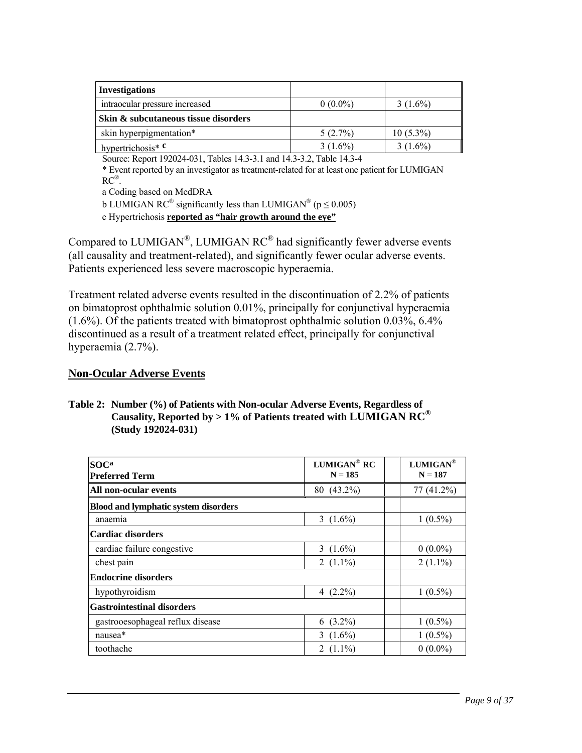| | | |
|---|---|---|
| **Investigations** | | |
| intraocular pressure increased | 0 (0.0%) | 3 (1.6%) |
| **Skin & subcutaneous tissue disorders** | | |
| skin hyperpigmentation* | 5 (2.7%) | 10 (5.3%) |
| hypertrichosis* c | 3 (1.6%) | 3 (1.6%) |

Source: Report 192024-031, Tables 14.3-3.1 and 14.3-3.2, Table 14.3-4

* Event reported by an investigator as treatment-related for at least one patient for LUMIGAN RC®.

a Coding based on MedDRA

b LUMIGAN RC® significantly less than LUMIGAN® ($p \leq 0.005$)

c Hypertrichosis **reported as "hair growth around the eye"**

Compared to LUMIGAN®, LUMIGAN RC® had significantly fewer adverse events (all causality and treatment-related), and significantly fewer ocular adverse events. Patients experienced less severe macroscopic hyperaemia.

Treatment related adverse events resulted in the discontinuation of 2.2% of patients on bimatoprost ophthalmic solution 0.01%, principally for conjunctival hyperaemia (1.6%). Of the patients treated with bimatoprost ophthalmic solution 0.03%, 6.4% discontinued as a result of a treatment related effect, principally for conjunctival hyperaemia (2.7%).

## Non-Ocular Adverse Events

**Table 2: Number (%) of Patients with Non-ocular Adverse Events, Regardless of Causality, Reported by > 1% of Patients treated with LUMIGAN RC® (Study 192024-031)**

| SOC[a] Preferred Term | LUMIGAN® RC N = 185 | LUMIGAN® N = 187 |
|---|---|---|
| **All non-ocular events** | 80 (43.2%) | 77 (41.2%) |
| **Blood and lymphatic system disorders** | | |
| anaemia | 3 (1.6%) | 1 (0.5%) |
| **Cardiac disorders** | | |
| cardiac failure congestive | 3 (1.6%) | 0 (0.0%) |
| chest pain | 2 (1.1%) | 2 (1.1%) |
| **Endocrine disorders** | | |
| hypothyroidism | 4 (2.2%) | 1 (0.5%) |
| **Gastrointestinal disorders** | | |
| gastrooesophageal reflux disease | 6 (3.2%) | 1 (0.5%) |
| nausea* | 3 (1.6%) | 1 (0.5%) |
| toothache | 2 (1.1%) | 0 (0.0%) |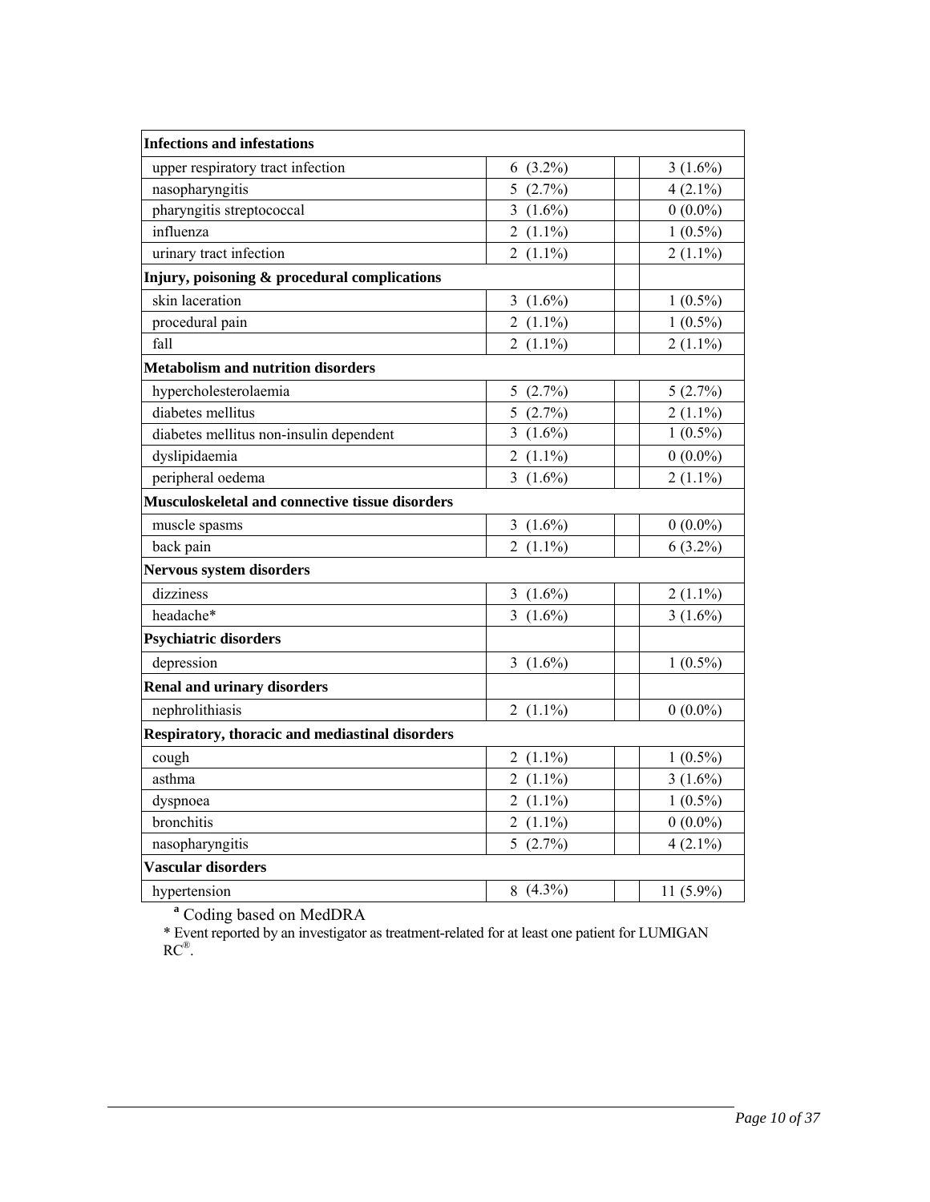| Infections and infestations | | | |
|---|---|---|---|
| upper respiratory tract infection | 6 (3.2%) | | 3 (1.6%) |
| nasopharyngitis | 5 (2.7%) | | 4 (2.1%) |
| pharyngitis streptococcal | 3 (1.6%) | | 0 (0.0%) |
| influenza | 2 (1.1%) | | 1 (0.5%) |
| urinary tract infection | 2 (1.1%) | | 2 (1.1%) |
| **Injury, poisoning & procedural complications** | | | |
| skin laceration | 3 (1.6%) | | 1 (0.5%) |
| procedural pain | 2 (1.1%) | | 1 (0.5%) |
| fall | 2 (1.1%) | | 2 (1.1%) |
| **Metabolism and nutrition disorders** | | | |
| hypercholesterolaemia | 5 (2.7%) | | 5 (2.7%) |
| diabetes mellitus | 5 (2.7%) | | 2 (1.1%) |
| diabetes mellitus non-insulin dependent | 3 (1.6%) | | 1 (0.5%) |
| dyslipidaemia | 2 (1.1%) | | 0 (0.0%) |
| peripheral oedema | 3 (1.6%) | | 2 (1.1%) |
| **Musculoskeletal and connective tissue disorders** | | | |
| muscle spasms | 3 (1.6%) | | 0 (0.0%) |
| back pain | 2 (1.1%) | | 6 (3.2%) |
| **Nervous system disorders** | | | |
| dizziness | 3 (1.6%) | | 2 (1.1%) |
| headache* | 3 (1.6%) | | 3 (1.6%) |
| **Psychiatric disorders** | | | |
| depression | 3 (1.6%) | | 1 (0.5%) |
| **Renal and urinary disorders** | | | |
| nephrolithiasis | 2 (1.1%) | | 0 (0.0%) |
| **Respiratory, thoracic and mediastinal disorders** | | | |
| cough | 2 (1.1%) | | 1 (0.5%) |
| asthma | 2 (1.1%) | | 3 (1.6%) |
| dyspnoea | 2 (1.1%) | | 1 (0.5%) |
| bronchitis | 2 (1.1%) | | 0 (0.0%) |
| nasopharyngitis | 5 (2.7%) | | 4 (2.1%) |
| **Vascular disorders** | | | |
| hypertension | 8 (4.3%) | | 11 (5.9%) |

[a] Coding based on MedDRA

* Event reported by an investigator as treatment-related for at least one patient for LUMIGAN RC®.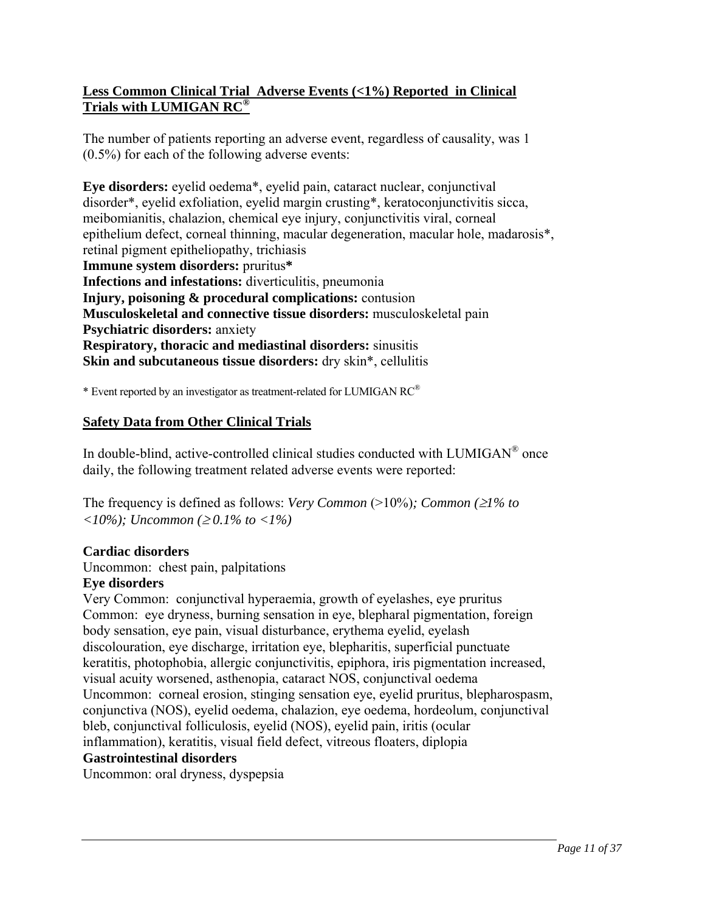## Less Common Clinical Trial Adverse Events (<1%) Reported in Clinical Trials with LUMIGAN RC®

The number of patients reporting an adverse event, regardless of causality, was 1 (0.5%) for each of the following adverse events:

**Eye disorders:** eyelid oedema*, eyelid pain, cataract nuclear, conjunctival disorder*, eyelid exfoliation, eyelid margin crusting*, keratoconjunctivitis sicca, meibomianitis, chalazion, chemical eye injury, conjunctivitis viral, corneal epithelium defect, corneal thinning, macular degeneration, macular hole, madarosis*, retinal pigment epitheliopathy, trichiasis
**Immune system disorders:** pruritus*
**Infections and infestations:** diverticulitis, pneumonia
**Injury, poisoning & procedural complications:** contusion
**Musculoskeletal and connective tissue disorders:** musculoskeletal pain
**Psychiatric disorders:** anxiety
**Respiratory, thoracic and mediastinal disorders:** sinusitis
**Skin and subcutaneous tissue disorders:** dry skin*, cellulitis

\* Event reported by an investigator as treatment-related for LUMIGAN RC®

## Safety Data from Other Clinical Trials

In double-blind, active-controlled clinical studies conducted with LUMIGAN® once daily, the following treatment related adverse events were reported:

The frequency is defined as follows: *Very Common* (>10%)*; Common (≥1% to <10%); Uncommon (≥ 0.1% to <1%)*

**Cardiac disorders**
Uncommon: chest pain, palpitations
**Eye disorders**
Very Common: conjunctival hyperaemia, growth of eyelashes, eye pruritus
Common: eye dryness, burning sensation in eye, blepharal pigmentation, foreign body sensation, eye pain, visual disturbance, erythema eyelid, eyelash discolouration, eye discharge, irritation eye, blepharitis, superficial punctuate keratitis, photophobia, allergic conjunctivitis, epiphora, iris pigmentation increased, visual acuity worsened, asthenopia, cataract NOS, conjunctival oedema
Uncommon: corneal erosion, stinging sensation eye, eyelid pruritus, blepharospasm, conjunctiva (NOS), eyelid oedema, chalazion, eye oedema, hordeolum, conjunctival bleb, conjunctival folliculosis, eyelid (NOS), eyelid pain, iritis (ocular inflammation), keratitis, visual field defect, vitreous floaters, diplopia
**Gastrointestinal disorders**
Uncommon: oral dryness, dyspepsia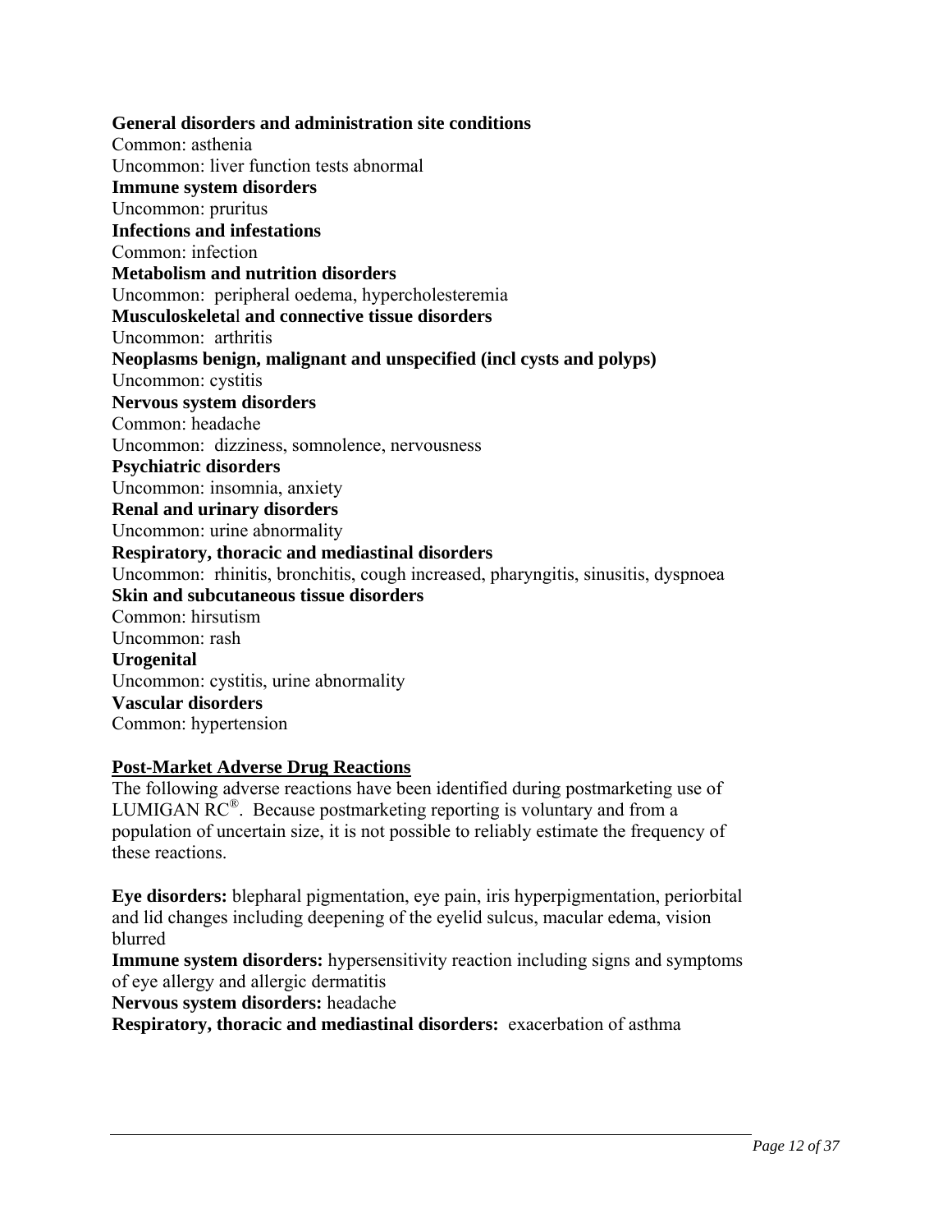**General disorders and administration site conditions**
Common: asthenia
Uncommon: liver function tests abnormal
**Immune system disorders**
Uncommon: pruritus
**Infections and infestations**
Common: infection
**Metabolism and nutrition disorders**
Uncommon: peripheral oedema, hypercholesteremia
**Musculoskeletal and connective tissue disorders**
Uncommon: arthritis
**Neoplasms benign, malignant and unspecified (incl cysts and polyps)**
Uncommon: cystitis
**Nervous system disorders**
Common: headache
Uncommon: dizziness, somnolence, nervousness
**Psychiatric disorders**
Uncommon: insomnia, anxiety
**Renal and urinary disorders**
Uncommon: urine abnormality
**Respiratory, thoracic and mediastinal disorders**
Uncommon: rhinitis, bronchitis, cough increased, pharyngitis, sinusitis, dyspnoea
**Skin and subcutaneous tissue disorders**
Common: hirsutism
Uncommon: rash
**Urogenital**
Uncommon: cystitis, urine abnormality
**Vascular disorders**
Common: hypertension

**Post-Market Adverse Drug Reactions**

The following adverse reactions have been identified during postmarketing use of LUMIGAN RC®. Because postmarketing reporting is voluntary and from a population of uncertain size, it is not possible to reliably estimate the frequency of these reactions.

**Eye disorders:** blepharal pigmentation, eye pain, iris hyperpigmentation, periorbital and lid changes including deepening of the eyelid sulcus, macular edema, vision blurred
**Immune system disorders:** hypersensitivity reaction including signs and symptoms of eye allergy and allergic dermatitis
**Nervous system disorders:** headache
**Respiratory, thoracic and mediastinal disorders:** exacerbation of asthma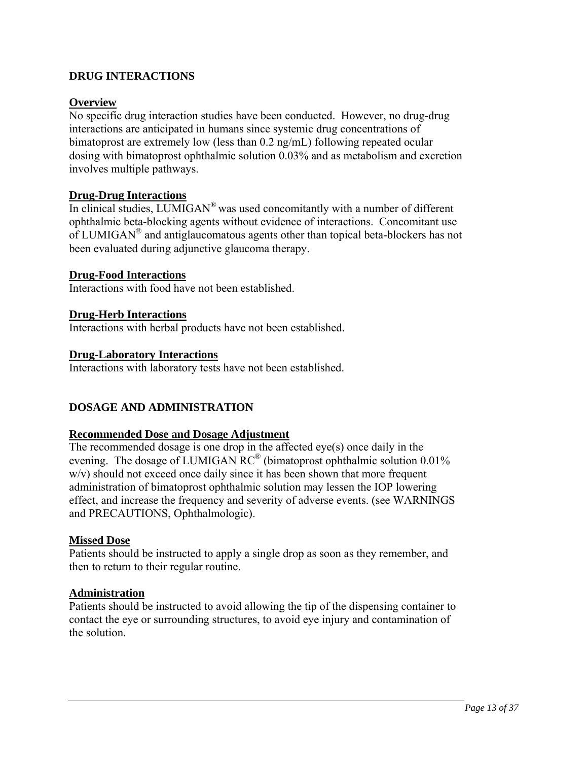## DRUG INTERACTIONS

### Overview

No specific drug interaction studies have been conducted. However, no drug-drug interactions are anticipated in humans since systemic drug concentrations of bimatoprost are extremely low (less than 0.2 ng/mL) following repeated ocular dosing with bimatoprost ophthalmic solution 0.03% and as metabolism and excretion involves multiple pathways.

### Drug-Drug Interactions

In clinical studies, LUMIGAN® was used concomitantly with a number of different ophthalmic beta-blocking agents without evidence of interactions. Concomitant use of LUMIGAN® and antiglaucomatous agents other than topical beta-blockers has not been evaluated during adjunctive glaucoma therapy.

### Drug-Food Interactions

Interactions with food have not been established.

### Drug-Herb Interactions

Interactions with herbal products have not been established.

### Drug-Laboratory Interactions

Interactions with laboratory tests have not been established.

## DOSAGE AND ADMINISTRATION

### Recommended Dose and Dosage Adjustment

The recommended dosage is one drop in the affected eye(s) once daily in the evening. The dosage of LUMIGAN RC® (bimatoprost ophthalmic solution 0.01% w/v) should not exceed once daily since it has been shown that more frequent administration of bimatoprost ophthalmic solution may lessen the IOP lowering effect, and increase the frequency and severity of adverse events. (see WARNINGS and PRECAUTIONS, Ophthalmologic).

### Missed Dose

Patients should be instructed to apply a single drop as soon as they remember, and then to return to their regular routine.

### Administration

Patients should be instructed to avoid allowing the tip of the dispensing container to contact the eye or surrounding structures, to avoid eye injury and contamination of the solution.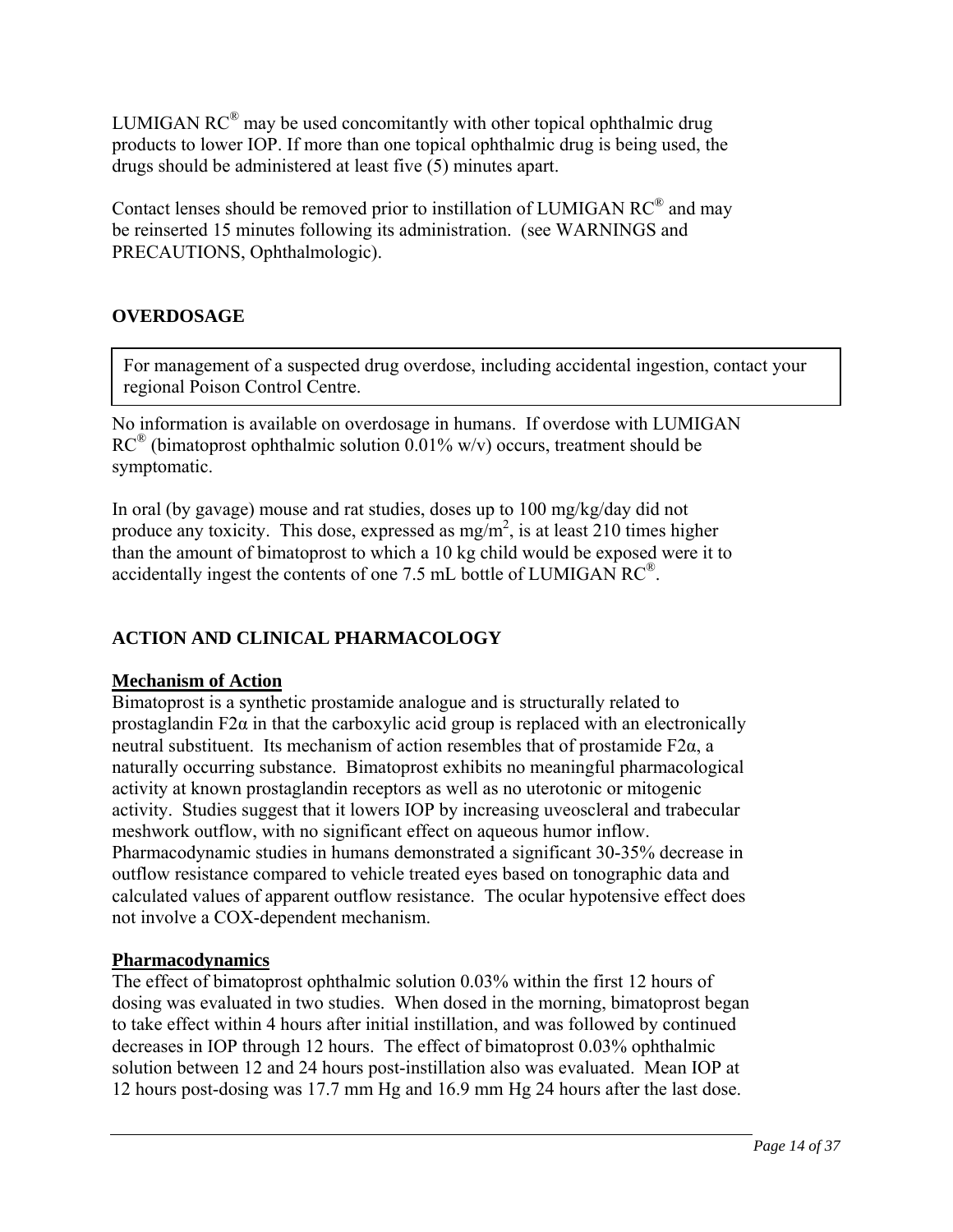LUMIGAN RC® may be used concomitantly with other topical ophthalmic drug products to lower IOP. If more than one topical ophthalmic drug is being used, the drugs should be administered at least five (5) minutes apart.

Contact lenses should be removed prior to instillation of LUMIGAN RC® and may be reinserted 15 minutes following its administration. (see WARNINGS and PRECAUTIONS, Ophthalmologic).

## OVERDOSAGE

| For management of a suspected drug overdose, including accidental ingestion, contact your regional Poison Control Centre. |
|---|

No information is available on overdosage in humans. If overdose with LUMIGAN RC® (bimatoprost ophthalmic solution 0.01% w/v) occurs, treatment should be symptomatic.

In oral (by gavage) mouse and rat studies, doses up to 100 mg/kg/day did not produce any toxicity. This dose, expressed as $mg/m^2$, is at least 210 times higher than the amount of bimatoprost to which a 10 kg child would be exposed were it to accidentally ingest the contents of one 7.5 mL bottle of LUMIGAN RC®.

## ACTION AND CLINICAL PHARMACOLOGY

### Mechanism of Action

Bimatoprost is a synthetic prostamide analogue and is structurally related to prostaglandin F2α in that the carboxylic acid group is replaced with an electronically neutral substituent. Its mechanism of action resembles that of prostamide F2α, a naturally occurring substance. Bimatoprost exhibits no meaningful pharmacological activity at known prostaglandin receptors as well as no uterotonic or mitogenic activity. Studies suggest that it lowers IOP by increasing uveoscleral and trabecular meshwork outflow, with no significant effect on aqueous humor inflow. Pharmacodynamic studies in humans demonstrated a significant 30-35% decrease in outflow resistance compared to vehicle treated eyes based on tonographic data and calculated values of apparent outflow resistance. The ocular hypotensive effect does not involve a COX-dependent mechanism.

### Pharmacodynamics

The effect of bimatoprost ophthalmic solution 0.03% within the first 12 hours of dosing was evaluated in two studies. When dosed in the morning, bimatoprost began to take effect within 4 hours after initial instillation, and was followed by continued decreases in IOP through 12 hours. The effect of bimatoprost 0.03% ophthalmic solution between 12 and 24 hours post-instillation also was evaluated. Mean IOP at 12 hours post-dosing was 17.7 mm Hg and 16.9 mm Hg 24 hours after the last dose.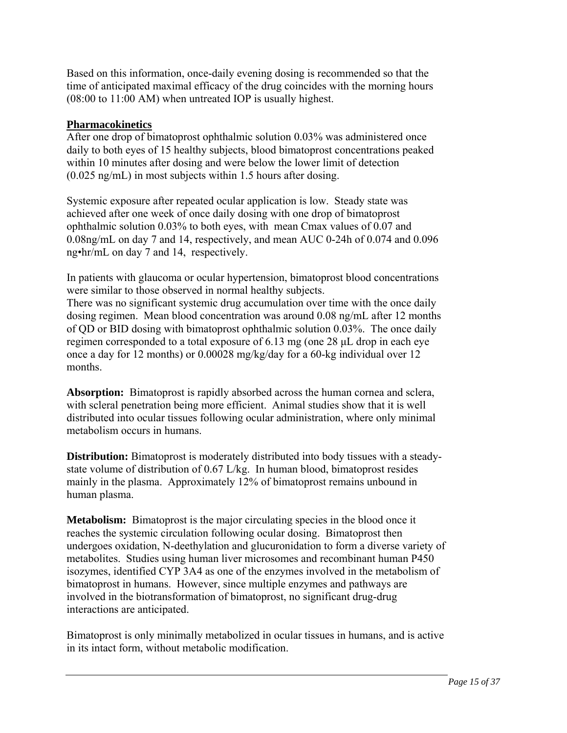Based on this information, once-daily evening dosing is recommended so that the time of anticipated maximal efficacy of the drug coincides with the morning hours (08:00 to 11:00 AM) when untreated IOP is usually highest.

**Pharmacokinetics**

After one drop of bimatoprost ophthalmic solution 0.03% was administered once daily to both eyes of 15 healthy subjects, blood bimatoprost concentrations peaked within 10 minutes after dosing and were below the lower limit of detection (0.025 ng/mL) in most subjects within 1.5 hours after dosing.

Systemic exposure after repeated ocular application is low. Steady state was achieved after one week of once daily dosing with one drop of bimatoprost ophthalmic solution 0.03% to both eyes, with mean Cmax values of 0.07 and 0.08ng/mL on day 7 and 14, respectively, and mean AUC 0-24h of 0.074 and 0.096 ng•hr/mL on day 7 and 14, respectively.

In patients with glaucoma or ocular hypertension, bimatoprost blood concentrations were similar to those observed in normal healthy subjects.
There was no significant systemic drug accumulation over time with the once daily dosing regimen. Mean blood concentration was around 0.08 ng/mL after 12 months of QD or BID dosing with bimatoprost ophthalmic solution 0.03%. The once daily regimen corresponded to a total exposure of 6.13 mg (one 28 µL drop in each eye once a day for 12 months) or 0.00028 mg/kg/day for a 60-kg individual over 12 months.

**Absorption:** Bimatoprost is rapidly absorbed across the human cornea and sclera, with scleral penetration being more efficient. Animal studies show that it is well distributed into ocular tissues following ocular administration, where only minimal metabolism occurs in humans.

**Distribution:** Bimatoprost is moderately distributed into body tissues with a steady-state volume of distribution of 0.67 L/kg. In human blood, bimatoprost resides mainly in the plasma. Approximately 12% of bimatoprost remains unbound in human plasma.

**Metabolism:** Bimatoprost is the major circulating species in the blood once it reaches the systemic circulation following ocular dosing. Bimatoprost then undergoes oxidation, N-deethylation and glucuronidation to form a diverse variety of metabolites. Studies using human liver microsomes and recombinant human P450 isozymes, identified CYP 3A4 as one of the enzymes involved in the metabolism of bimatoprost in humans. However, since multiple enzymes and pathways are involved in the biotransformation of bimatoprost, no significant drug-drug interactions are anticipated.

Bimatoprost is only minimally metabolized in ocular tissues in humans, and is active in its intact form, without metabolic modification.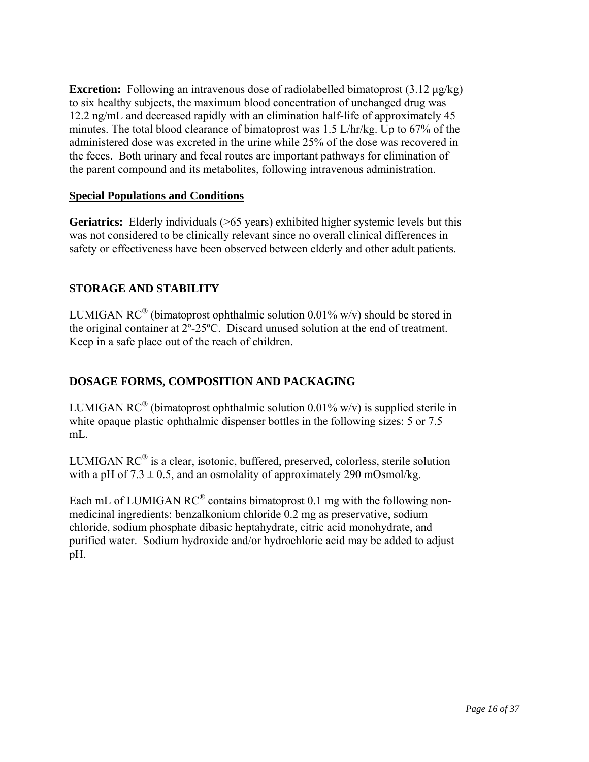**Excretion:** Following an intravenous dose of radiolabelled bimatoprost (3.12 μg/kg) to six healthy subjects, the maximum blood concentration of unchanged drug was 12.2 ng/mL and decreased rapidly with an elimination half-life of approximately 45 minutes. The total blood clearance of bimatoprost was 1.5 L/hr/kg. Up to 67% of the administered dose was excreted in the urine while 25% of the dose was recovered in the feces. Both urinary and fecal routes are important pathways for elimination of the parent compound and its metabolites, following intravenous administration.

**Special Populations and Conditions**

**Geriatrics:** Elderly individuals (>65 years) exhibited higher systemic levels but this was not considered to be clinically relevant since no overall clinical differences in safety or effectiveness have been observed between elderly and other adult patients.

## STORAGE AND STABILITY

LUMIGAN RC® (bimatoprost ophthalmic solution 0.01% w/v) should be stored in the original container at 2º-25ºC. Discard unused solution at the end of treatment. Keep in a safe place out of the reach of children.

## DOSAGE FORMS, COMPOSITION AND PACKAGING

LUMIGAN RC® (bimatoprost ophthalmic solution 0.01% w/v) is supplied sterile in white opaque plastic ophthalmic dispenser bottles in the following sizes: 5 or 7.5 mL.

LUMIGAN RC® is a clear, isotonic, buffered, preserved, colorless, sterile solution with a pH of 7.3 ± 0.5, and an osmolality of approximately 290 mOsmol/kg.

Each mL of LUMIGAN RC® contains bimatoprost 0.1 mg with the following non-medicinal ingredients: benzalkonium chloride 0.2 mg as preservative, sodium chloride, sodium phosphate dibasic heptahydrate, citric acid monohydrate, and purified water. Sodium hydroxide and/or hydrochloric acid may be added to adjust pH.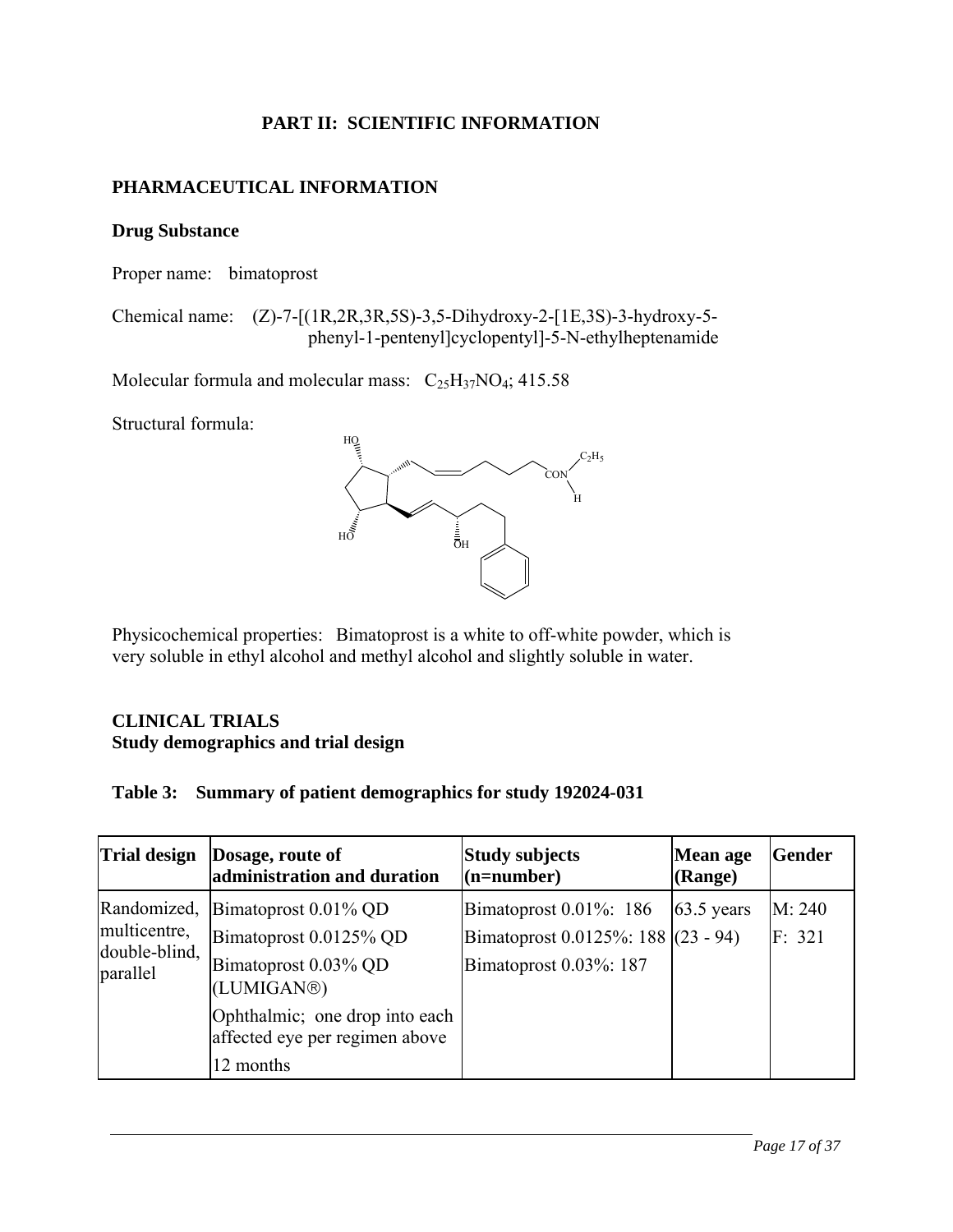**PART II: SCIENTIFIC INFORMATION**

## PHARMACEUTICAL INFORMATION

### Drug Substance

Proper name: bimatoprost

Chemical name: (Z)-7-[(1R,2R,3R,5S)-3,5-Dihydroxy-2-[1E,3S)-3-hydroxy-5-phenyl-1-pentenyl]cyclopentyl]-5-N-ethylheptenamide

Molecular formula and molecular mass: $C_{25}H_{37}NO_4$; 415.58

Structural formula:

Physicochemical properties: Bimatoprost is a white to off-white powder, which is very soluble in ethyl alcohol and methyl alcohol and slightly soluble in water.

## CLINICAL TRIALS

### Study demographics and trial design

**Table 3: Summary of patient demographics for study 192024-031**

| Trial design | Dosage, route of administration and duration | Study subjects (n=number) | Mean age (Range) | Gender |
|---|---|---|---|---|
| Randomized, multicentre, double-blind, parallel | Bimatoprost 0.01% QD<br>Bimatoprost 0.0125% QD<br>Bimatoprost 0.03% QD (LUMIGAN®)<br>Ophthalmic; one drop into each affected eye per regimen above<br>12 months | Bimatoprost 0.01%: 186<br>Bimatoprost 0.0125%: 188<br>Bimatoprost 0.03%: 187 | 63.5 years (23 - 94) | M: 240<br>F: 321 |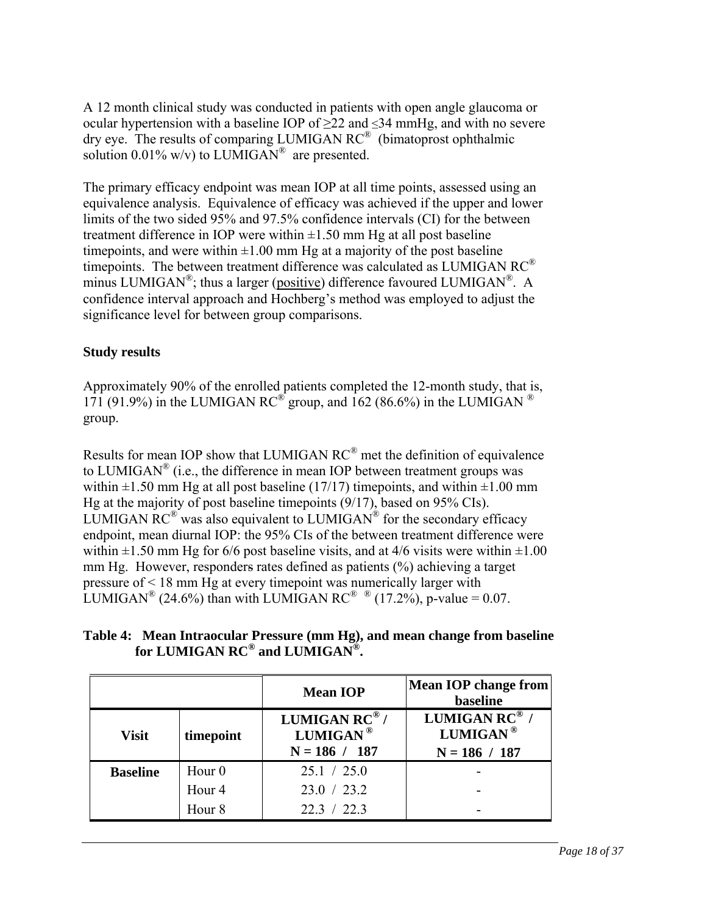A 12 month clinical study was conducted in patients with open angle glaucoma or ocular hypertension with a baseline IOP of ≥22 and ≤34 mmHg, and with no severe dry eye. The results of comparing LUMIGAN RC® (bimatoprost ophthalmic solution 0.01% w/v) to LUMIGAN® are presented.

The primary efficacy endpoint was mean IOP at all time points, assessed using an equivalence analysis. Equivalence of efficacy was achieved if the upper and lower limits of the two sided 95% and 97.5% confidence intervals (CI) for the between treatment difference in IOP were within ±1.50 mm Hg at all post baseline timepoints, and were within ±1.00 mm Hg at a majority of the post baseline timepoints. The between treatment difference was calculated as LUMIGAN RC® minus LUMIGAN®; thus a larger (positive) difference favoured LUMIGAN®. A confidence interval approach and Hochberg's method was employed to adjust the significance level for between group comparisons.

**Study results**

Approximately 90% of the enrolled patients completed the 12-month study, that is, 171 (91.9%) in the LUMIGAN RC® group, and 162 (86.6%) in the LUMIGAN ® group.

Results for mean IOP show that LUMIGAN RC® met the definition of equivalence to LUMIGAN® (i.e., the difference in mean IOP between treatment groups was within ±1.50 mm Hg at all post baseline (17/17) timepoints, and within ±1.00 mm Hg at the majority of post baseline timepoints (9/17), based on 95% CIs). LUMIGAN RC® was also equivalent to LUMIGAN® for the secondary efficacy endpoint, mean diurnal IOP: the 95% CIs of the between treatment difference were within ±1.50 mm Hg for 6/6 post baseline visits, and at 4/6 visits were within ±1.00 mm Hg. However, responders rates defined as patients (%) achieving a target pressure of < 18 mm Hg at every timepoint was numerically larger with LUMIGAN® (24.6%) than with LUMIGAN RC® ® (17.2%), p-value = 0.07.

**Table 4: Mean Intraocular Pressure (mm Hg), and mean change from baseline for LUMIGAN RC® and LUMIGAN®.**

| | | Mean IOP | Mean IOP change from baseline |
|---|---|---|---|
| **Visit** | **timepoint** | **LUMIGAN RC® / LUMIGAN® N = 186 / 187** | **LUMIGAN RC® / LUMIGAN® N = 186 / 187** |
| **Baseline** | Hour 0 | 25.1 / 25.0 | - |
| | Hour 4 | 23.0 / 23.2 | - |
| | Hour 8 | 22.3 / 22.3 | - |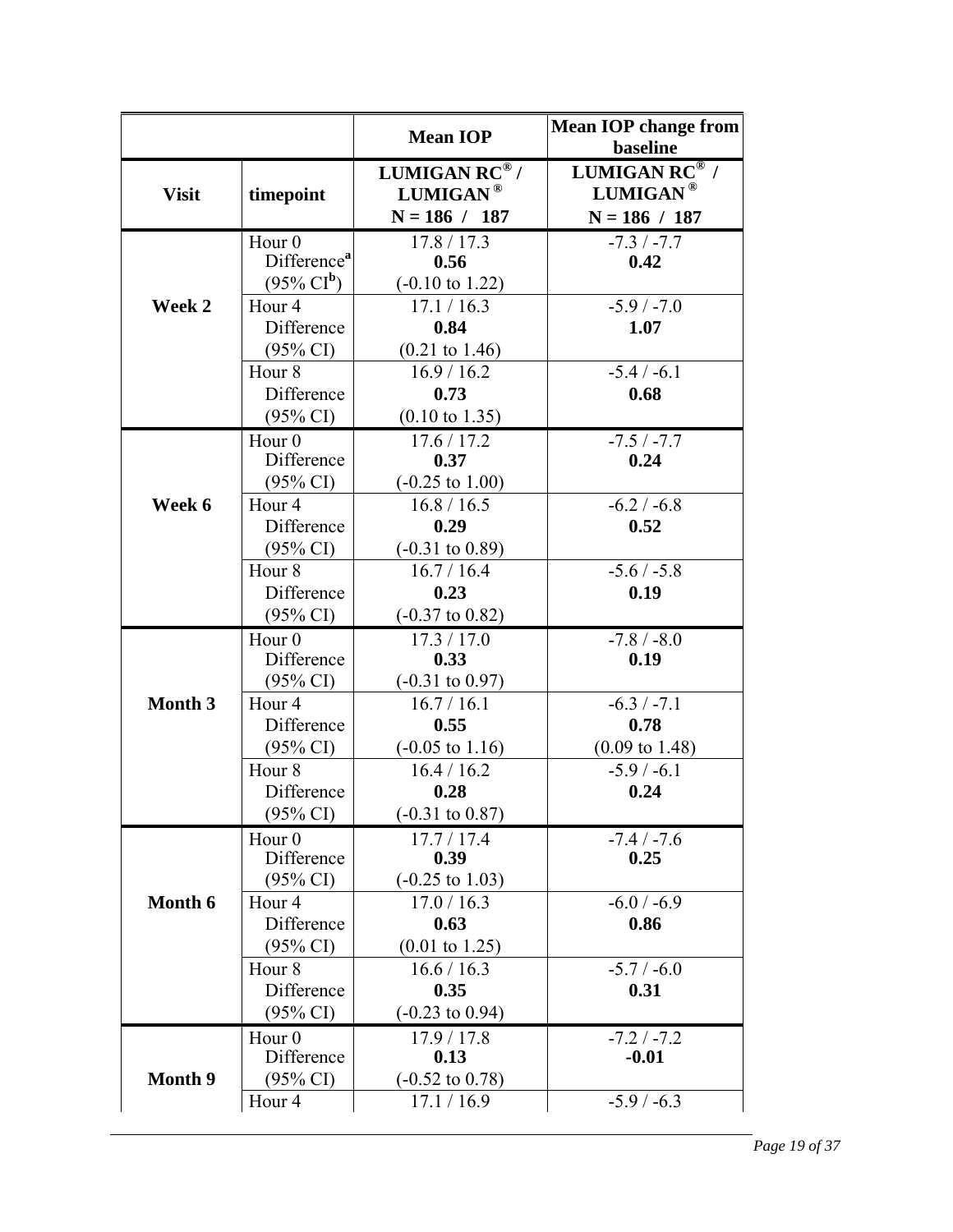| | | Mean IOP | Mean IOP change from baseline |
|---|---|---|---|
| **Visit** | **timepoint** | **LUMIGAN RC® / LUMIGAN® N = 186 / 187** | **LUMIGAN RC® / LUMIGAN® N = 186 / 187** |
| **Week 2** | Hour 0 | 17.8 / 17.3 | -7.3 / -7.7 |
| | Difference[a] | **0.56** | **0.42** |
| | (95% CI[b]) | (-0.10 to 1.22) | |
| | Hour 4 | 17.1 / 16.3 | -5.9 / -7.0 |
| | Difference | **0.84** | **1.07** |
| | (95% CI) | (0.21 to 1.46) | |
| | Hour 8 | 16.9 / 16.2 | -5.4 / -6.1 |
| | Difference | **0.73** | **0.68** |
| | (95% CI) | (0.10 to 1.35) | |
| **Week 6** | Hour 0 | 17.6 / 17.2 | -7.5 / -7.7 |
| | Difference | **0.37** | **0.24** |
| | (95% CI) | (-0.25 to 1.00) | |
| | Hour 4 | 16.8 / 16.5 | -6.2 / -6.8 |
| | Difference | **0.29** | **0.52** |
| | (95% CI) | (-0.31 to 0.89) | |
| | Hour 8 | 16.7 / 16.4 | -5.6 / -5.8 |
| | Difference | **0.23** | **0.19** |
| | (95% CI) | (-0.37 to 0.82) | |
| **Month 3** | Hour 0 | 17.3 / 17.0 | -7.8 / -8.0 |
| | Difference | **0.33** | **0.19** |
| | (95% CI) | (-0.31 to 0.97) | |
| | Hour 4 | 16.7 / 16.1 | -6.3 / -7.1 |
| | Difference | **0.55** | **0.78** |
| | (95% CI) | (-0.05 to 1.16) | (0.09 to 1.48) |
| | Hour 8 | 16.4 / 16.2 | -5.9 / -6.1 |
| | Difference | **0.28** | **0.24** |
| | (95% CI) | (-0.31 to 0.87) | |
| **Month 6** | Hour 0 | 17.7 / 17.4 | -7.4 / -7.6 |
| | Difference | **0.39** | **0.25** |
| | (95% CI) | (-0.25 to 1.03) | |
| | Hour 4 | 17.0 / 16.3 | -6.0 / -6.9 |
| | Difference | **0.63** | **0.86** |
| | (95% CI) | (0.01 to 1.25) | |
| | Hour 8 | 16.6 / 16.3 | -5.7 / -6.0 |
| | Difference | **0.35** | **0.31** |
| | (95% CI) | (-0.23 to 0.94) | |
| **Month 9** | Hour 0 | 17.9 / 17.8 | -7.2 / -7.2 |
| | Difference | **0.13** | **-0.01** |
| | (95% CI) | (-0.52 to 0.78) | |
| | Hour 4 | 17.1 / 16.9 | -5.9 / -6.3 |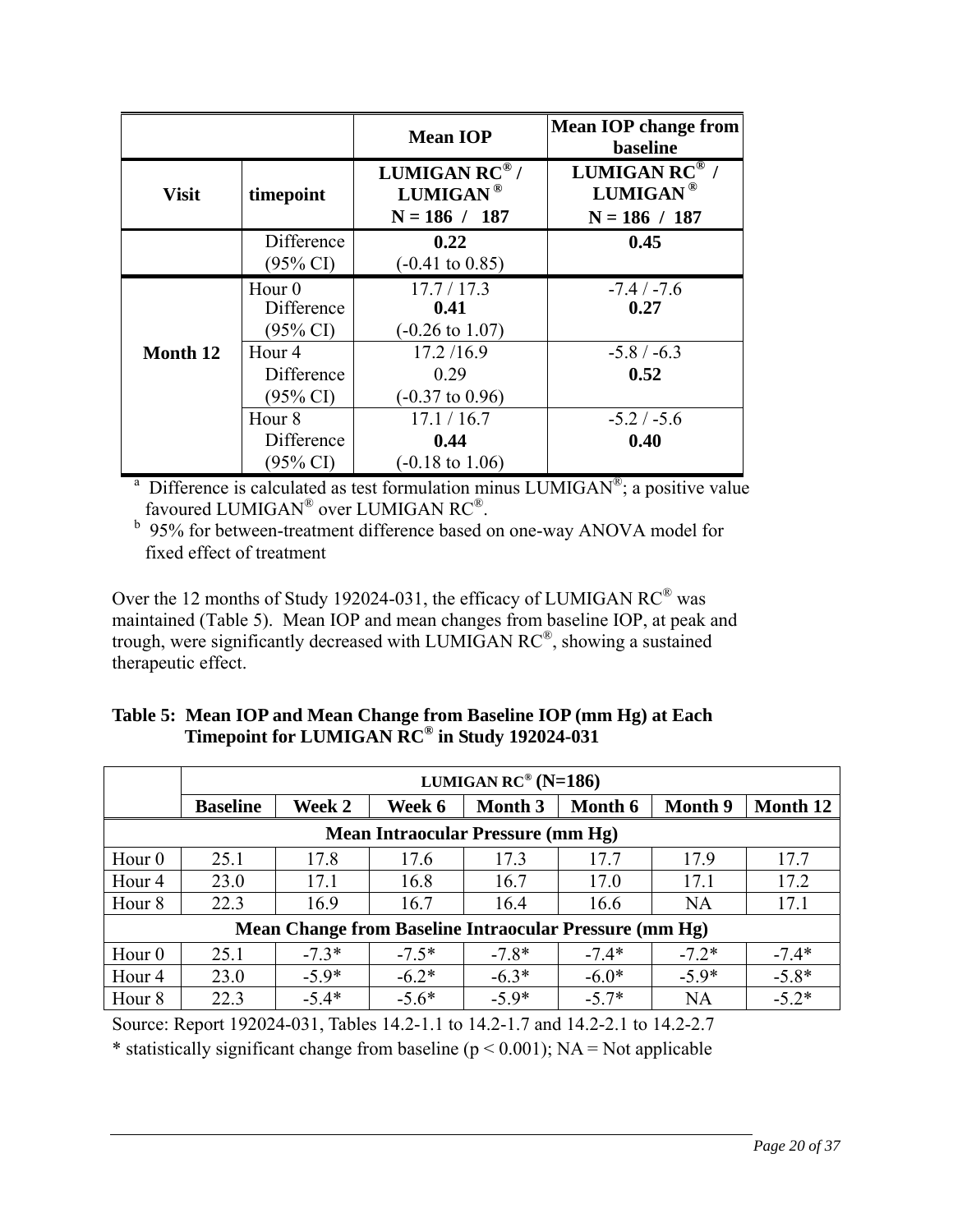| | | Mean IOP | Mean IOP change from baseline |
|---|---|---|---|
| Visit | timepoint | LUMIGAN RC® / LUMIGAN ® N = 186 / 187 | LUMIGAN RC® / LUMIGAN ® N = 186 / 187 |
| | Difference (95% CI) | **0.22** (-0.41 to 0.85) | **0.45** |
| Month 12 | Hour 0 Difference (95% CI) | 17.7 / 17.3 **0.41** (-0.26 to 1.07) | -7.4 / -7.6 **0.27** |
| | Hour 4 Difference (95% CI) | 17.2 /16.9 0.29 (-0.37 to 0.96) | -5.8 / -6.3 **0.52** |
| | Hour 8 Difference (95% CI) | 17.1 / 16.7 **0.44** (-0.18 to 1.06) | -5.2 / -5.6 **0.40** |

[a] Difference is calculated as test formulation minus LUMIGAN®; a positive value favoured LUMIGAN® over LUMIGAN RC®.

[b] 95% for between-treatment difference based on one-way ANOVA model for fixed effect of treatment

Over the 12 months of Study 192024-031, the efficacy of LUMIGAN RC® was maintained (Table 5). Mean IOP and mean changes from baseline IOP, at peak and trough, were significantly decreased with LUMIGAN RC®, showing a sustained therapeutic effect.

**Table 5: Mean IOP and Mean Change from Baseline IOP (mm Hg) at Each Timepoint for LUMIGAN RC® in Study 192024-031**

| | LUMIGAN RC® (N=186) | | | | | | |
|---|---|---|---|---|---|---|---|
| | **Baseline** | **Week 2** | **Week 6** | **Month 3** | **Month 6** | **Month 9** | **Month 12** |
| **Mean Intraocular Pressure (mm Hg)** | | | | | | | |
| Hour 0 | 25.1 | 17.8 | 17.6 | 17.3 | 17.7 | 17.9 | 17.7 |
| Hour 4 | 23.0 | 17.1 | 16.8 | 16.7 | 17.0 | 17.1 | 17.2 |
| Hour 8 | 22.3 | 16.9 | 16.7 | 16.4 | 16.6 | NA | 17.1 |
| **Mean Change from Baseline Intraocular Pressure (mm Hg)** | | | | | | | |
| Hour 0 | 25.1 | -7.3* | -7.5* | -7.8* | -7.4* | -7.2* | -7.4* |
| Hour 4 | 23.0 | -5.9* | -6.2* | -6.3* | -6.0* | -5.9* | -5.8* |
| Hour 8 | 22.3 | -5.4* | -5.6* | -5.9* | -5.7* | NA | -5.2* |

Source: Report 192024-031, Tables 14.2-1.1 to 14.2-1.7 and 14.2-2.1 to 14.2-2.7

* statistically significant change from baseline ($p < 0.001$); NA = Not applicable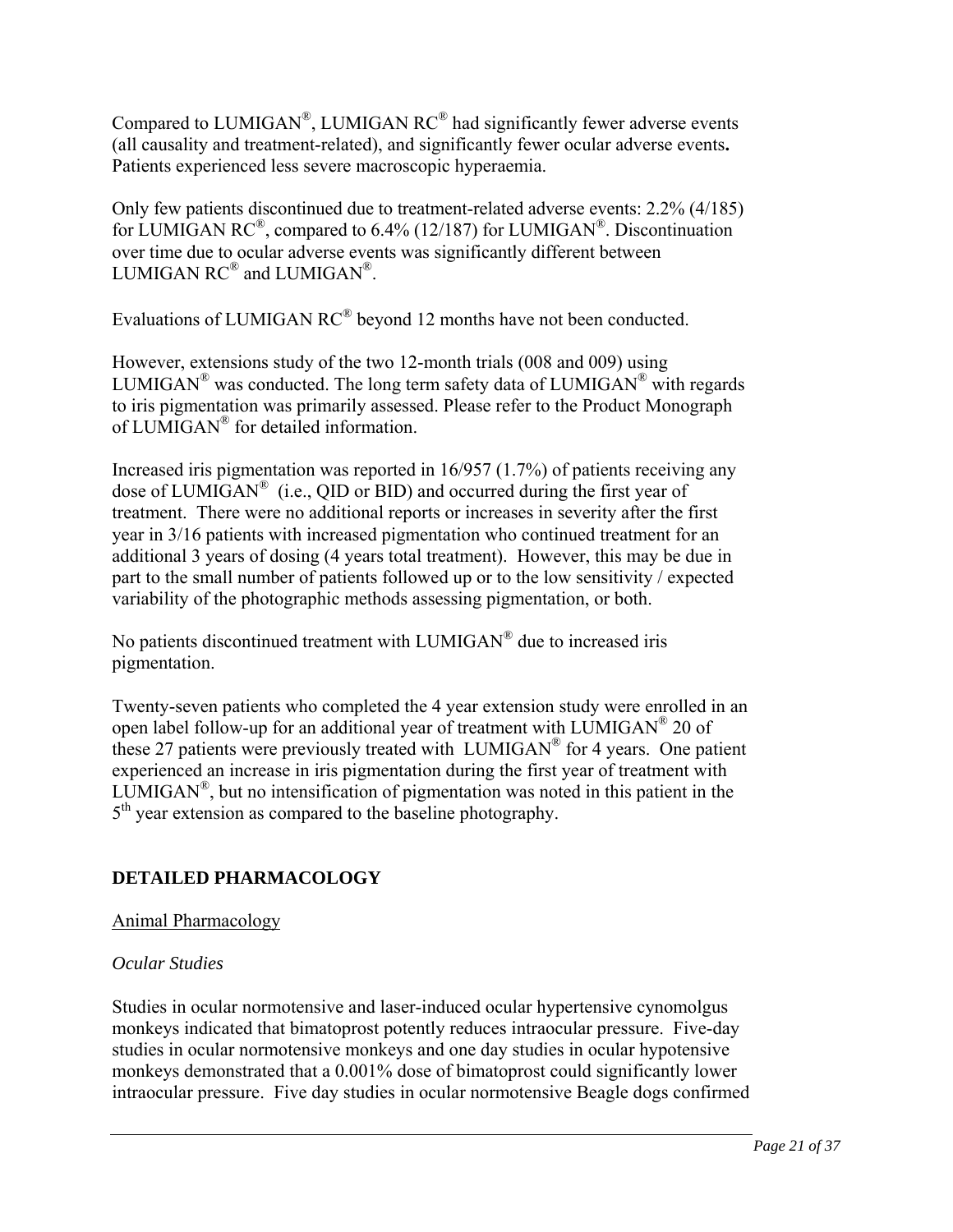Compared to LUMIGAN®, LUMIGAN RC® had significantly fewer adverse events (all causality and treatment-related), and significantly fewer ocular adverse events**.** Patients experienced less severe macroscopic hyperaemia.

Only few patients discontinued due to treatment-related adverse events: 2.2% (4/185) for LUMIGAN RC®, compared to 6.4% (12/187) for LUMIGAN®. Discontinuation over time due to ocular adverse events was significantly different between LUMIGAN RC® and LUMIGAN®.

Evaluations of LUMIGAN RC® beyond 12 months have not been conducted.

However, extensions study of the two 12-month trials (008 and 009) using LUMIGAN® was conducted. The long term safety data of LUMIGAN® with regards to iris pigmentation was primarily assessed. Please refer to the Product Monograph of LUMIGAN® for detailed information.

Increased iris pigmentation was reported in 16/957 (1.7%) of patients receiving any dose of LUMIGAN® (i.e., QID or BID) and occurred during the first year of treatment. There were no additional reports or increases in severity after the first year in 3/16 patients with increased pigmentation who continued treatment for an additional 3 years of dosing (4 years total treatment). However, this may be due in part to the small number of patients followed up or to the low sensitivity / expected variability of the photographic methods assessing pigmentation, or both.

No patients discontinued treatment with LUMIGAN® due to increased iris pigmentation.

Twenty-seven patients who completed the 4 year extension study were enrolled in an open label follow-up for an additional year of treatment with LUMIGAN® 20 of these 27 patients were previously treated with LUMIGAN® for 4 years. One patient experienced an increase in iris pigmentation during the first year of treatment with LUMIGAN®, but no intensification of pigmentation was noted in this patient in the 5th year extension as compared to the baseline photography.

## DETAILED PHARMACOLOGY

### Animal Pharmacology

*Ocular Studies*

Studies in ocular normotensive and laser-induced ocular hypertensive cynomolgus monkeys indicated that bimatoprost potently reduces intraocular pressure. Five-day studies in ocular normotensive monkeys and one day studies in ocular hypotensive monkeys demonstrated that a 0.001% dose of bimatoprost could significantly lower intraocular pressure. Five day studies in ocular normotensive Beagle dogs confirmed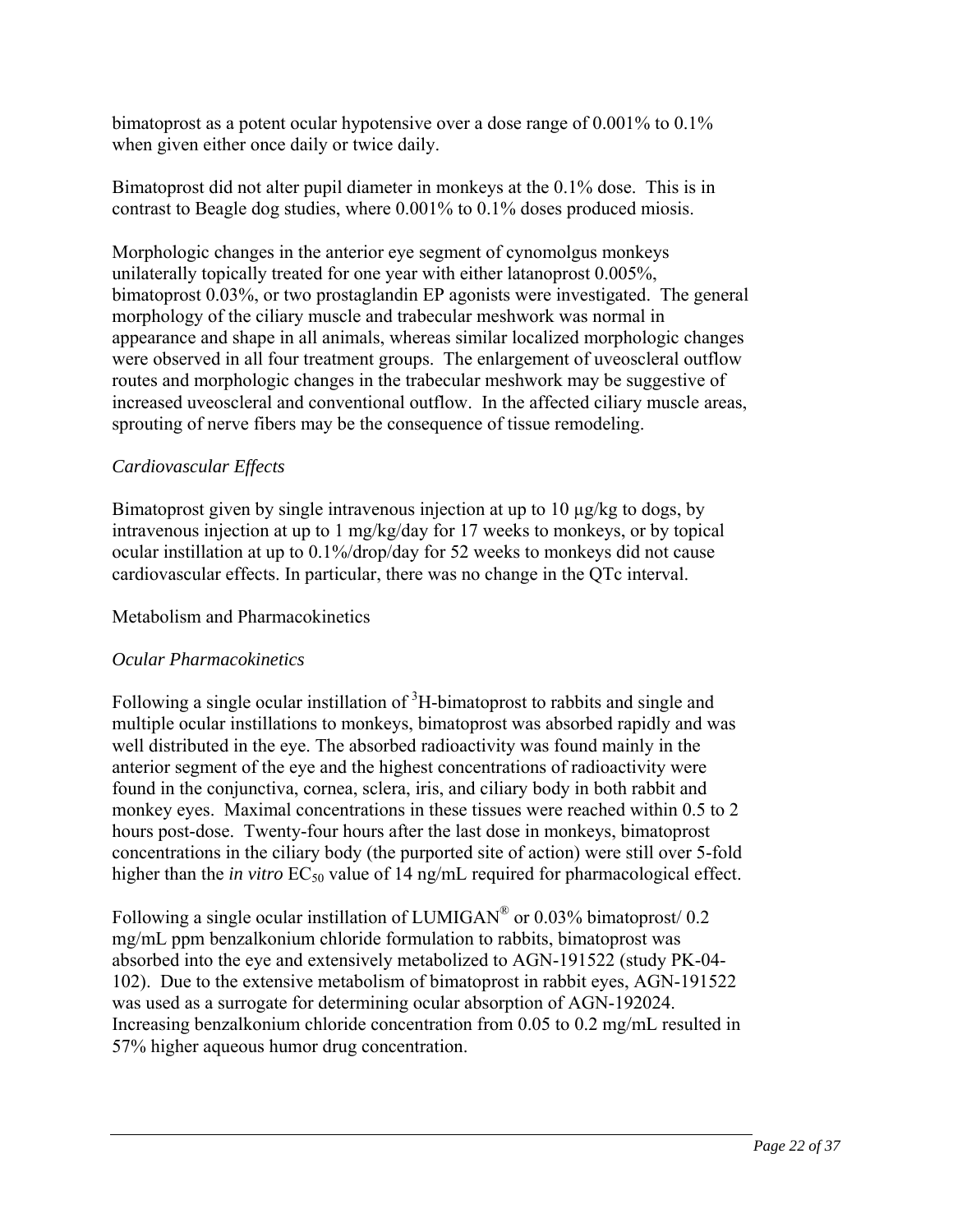bimatoprost as a potent ocular hypotensive over a dose range of 0.001% to 0.1% when given either once daily or twice daily.

Bimatoprost did not alter pupil diameter in monkeys at the 0.1% dose. This is in contrast to Beagle dog studies, where 0.001% to 0.1% doses produced miosis.

Morphologic changes in the anterior eye segment of cynomolgus monkeys unilaterally topically treated for one year with either latanoprost 0.005%, bimatoprost 0.03%, or two prostaglandin EP agonists were investigated. The general morphology of the ciliary muscle and trabecular meshwork was normal in appearance and shape in all animals, whereas similar localized morphologic changes were observed in all four treatment groups. The enlargement of uveoscleral outflow routes and morphologic changes in the trabecular meshwork may be suggestive of increased uveoscleral and conventional outflow. In the affected ciliary muscle areas, sprouting of nerve fibers may be the consequence of tissue remodeling.

*Cardiovascular Effects*

Bimatoprost given by single intravenous injection at up to 10 µg/kg to dogs, by intravenous injection at up to 1 mg/kg/day for 17 weeks to monkeys, or by topical ocular instillation at up to 0.1%/drop/day for 52 weeks to monkeys did not cause cardiovascular effects. In particular, there was no change in the QTc interval.

Metabolism and Pharmacokinetics

*Ocular Pharmacokinetics*

Following a single ocular instillation of $^3$H-bimatoprost to rabbits and single and multiple ocular instillations to monkeys, bimatoprost was absorbed rapidly and was well distributed in the eye. The absorbed radioactivity was found mainly in the anterior segment of the eye and the highest concentrations of radioactivity were found in the conjunctiva, cornea, sclera, iris, and ciliary body in both rabbit and monkey eyes. Maximal concentrations in these tissues were reached within 0.5 to 2 hours post-dose. Twenty-four hours after the last dose in monkeys, bimatoprost concentrations in the ciliary body (the purported site of action) were still over 5-fold higher than the *in vitro* $EC_{50}$ value of 14 ng/mL required for pharmacological effect.

Following a single ocular instillation of LUMIGAN® or 0.03% bimatoprost/ 0.2 mg/mL ppm benzalkonium chloride formulation to rabbits, bimatoprost was absorbed into the eye and extensively metabolized to AGN-191522 (study PK-04-102). Due to the extensive metabolism of bimatoprost in rabbit eyes, AGN-191522 was used as a surrogate for determining ocular absorption of AGN-192024. Increasing benzalkonium chloride concentration from 0.05 to 0.2 mg/mL resulted in 57% higher aqueous humor drug concentration.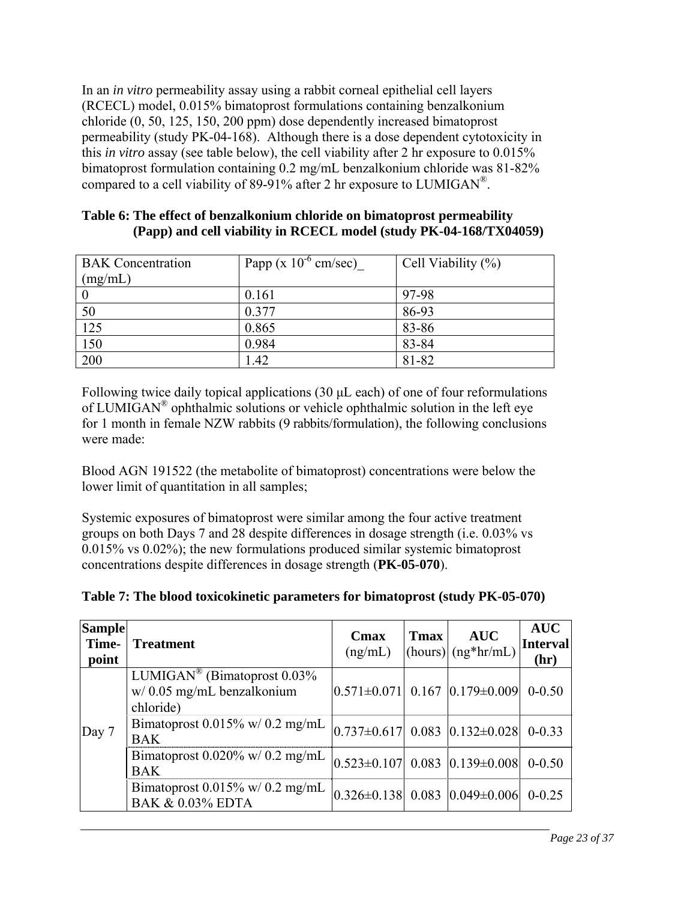In an *in vitro* permeability assay using a rabbit corneal epithelial cell layers (RCECL) model, 0.015% bimatoprost formulations containing benzalkonium chloride (0, 50, 125, 150, 200 ppm) dose dependently increased bimatoprost permeability (study PK-04-168). Although there is a dose dependent cytotoxicity in this *in vitro* assay (see table below), the cell viability after 2 hr exposure to 0.015% bimatoprost formulation containing 0.2 mg/mL benzalkonium chloride was 81-82% compared to a cell viability of 89-91% after 2 hr exposure to LUMIGAN®.

**Table 6: The effect of benzalkonium chloride on bimatoprost permeability (Papp) and cell viability in RCECL model (study PK-04-168/TX04059)**

| BAK Concentration (mg/mL) | Papp (x $10^{-6}$ cm/sec)_ | Cell Viability (%) |
|---|---|---|
| 0 | 0.161 | 97-98 |
| 50 | 0.377 | 86-93 |
| 125 | 0.865 | 83-86 |
| 150 | 0.984 | 83-84 |
| 200 | 1.42 | 81-82 |

Following twice daily topical applications (30 µL each) of one of four reformulations of LUMIGAN® ophthalmic solutions or vehicle ophthalmic solution in the left eye for 1 month in female NZW rabbits (9 rabbits/formulation), the following conclusions were made:

Blood AGN 191522 (the metabolite of bimatoprost) concentrations were below the lower limit of quantitation in all samples;

Systemic exposures of bimatoprost were similar among the four active treatment groups on both Days 7 and 28 despite differences in dosage strength (i.e. 0.03% vs 0.015% vs 0.02%); the new formulations produced similar systemic bimatoprost concentrations despite differences in dosage strength (**PK-05-070**).

**Table 7: The blood toxicokinetic parameters for bimatoprost (study PK-05-070)**

| Sample Time-point | Treatment | Cmax (ng/mL) | Tmax (hours) | AUC (ng*hr/mL) | AUC Interval (hr) |
|---|---|---|---|---|---|
| Day 7 | LUMIGAN® (Bimatoprost 0.03% w/ 0.05 mg/mL benzalkonium chloride) | 0.571±0.071 | 0.167 | 0.179±0.009 | 0-0.50 |
| | Bimatoprost 0.015% w/ 0.2 mg/mL BAK | 0.737±0.617 | 0.083 | 0.132±0.028 | 0-0.33 |
| | Bimatoprost 0.020% w/ 0.2 mg/mL BAK | 0.523±0.107 | 0.083 | 0.139±0.008 | 0-0.50 |
| | Bimatoprost 0.015% w/ 0.2 mg/mL BAK & 0.03% EDTA | 0.326±0.138 | 0.083 | 0.049±0.006 | 0-0.25 |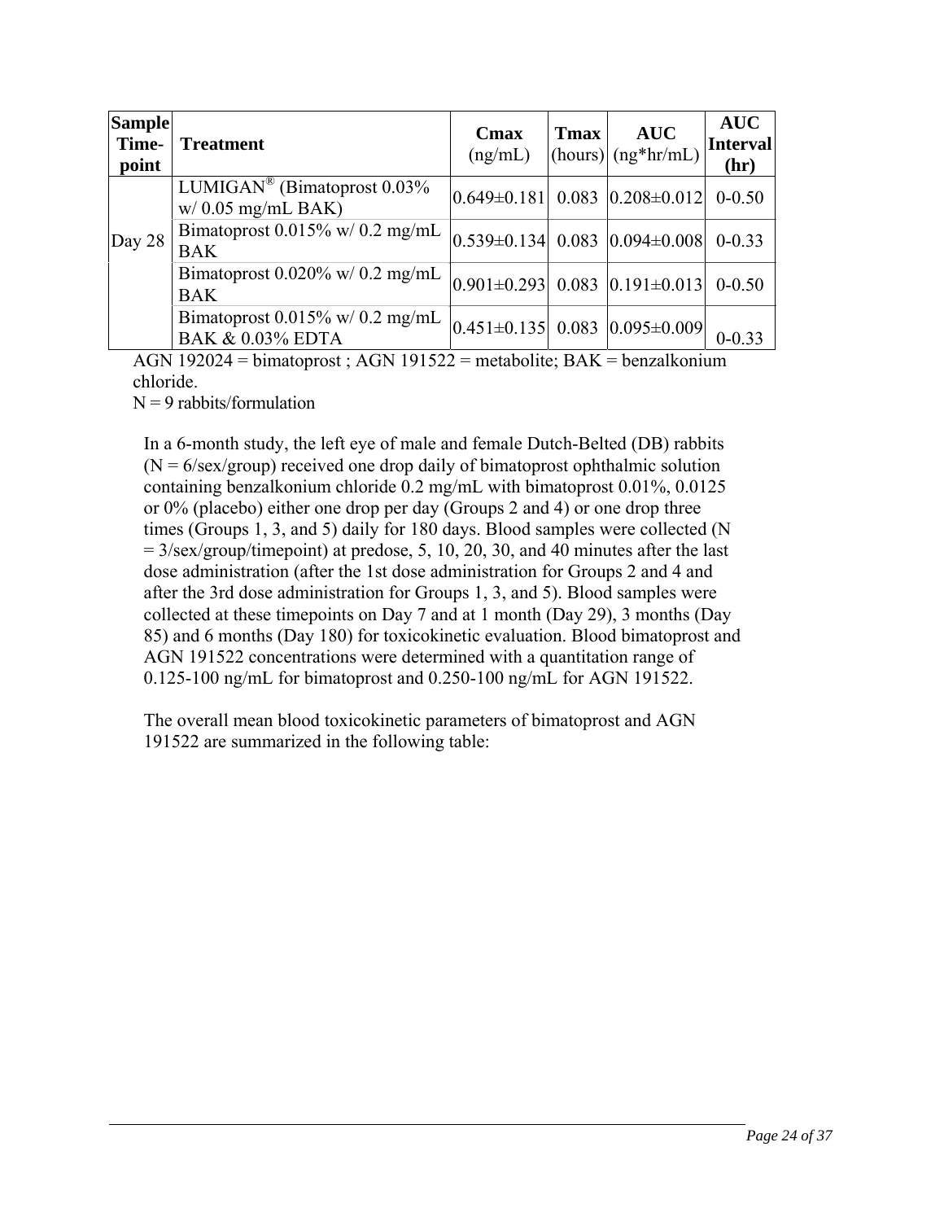| Sample Time-point | Treatment | Cmax (ng/mL) | Tmax (hours) | AUC (ng*hr/mL) | AUC Interval (hr) |
|---|---|---|---|---|---|
| Day 28 | LUMIGAN® (Bimatoprost 0.03% w/ 0.05 mg/mL BAK) | 0.649±0.181 | 0.083 | 0.208±0.012 | 0-0.50 |
| | Bimatoprost 0.015% w/ 0.2 mg/mL BAK | 0.539±0.134 | 0.083 | 0.094±0.008 | 0-0.33 |
| | Bimatoprost 0.020% w/ 0.2 mg/mL BAK | 0.901±0.293 | 0.083 | 0.191±0.013 | 0-0.50 |
| | Bimatoprost 0.015% w/ 0.2 mg/mL BAK & 0.03% EDTA | 0.451±0.135 | 0.083 | 0.095±0.009 | 0-0.33 |

AGN 192024 = bimatoprost ; AGN 191522 = metabolite; BAK = benzalkonium chloride.

N = 9 rabbits/formulation

In a 6-month study, the left eye of male and female Dutch-Belted (DB) rabbits (N = 6/sex/group) received one drop daily of bimatoprost ophthalmic solution containing benzalkonium chloride 0.2 mg/mL with bimatoprost 0.01%, 0.0125 or 0% (placebo) either one drop per day (Groups 2 and 4) or one drop three times (Groups 1, 3, and 5) daily for 180 days. Blood samples were collected (N = 3/sex/group/timepoint) at predose, 5, 10, 20, 30, and 40 minutes after the last dose administration (after the 1st dose administration for Groups 2 and 4 and after the 3rd dose administration for Groups 1, 3, and 5). Blood samples were collected at these timepoints on Day 7 and at 1 month (Day 29), 3 months (Day 85) and 6 months (Day 180) for toxicokinetic evaluation. Blood bimatoprost and AGN 191522 concentrations were determined with a quantitation range of 0.125-100 ng/mL for bimatoprost and 0.250-100 ng/mL for AGN 191522.

The overall mean blood toxicokinetic parameters of bimatoprost and AGN 191522 are summarized in the following table: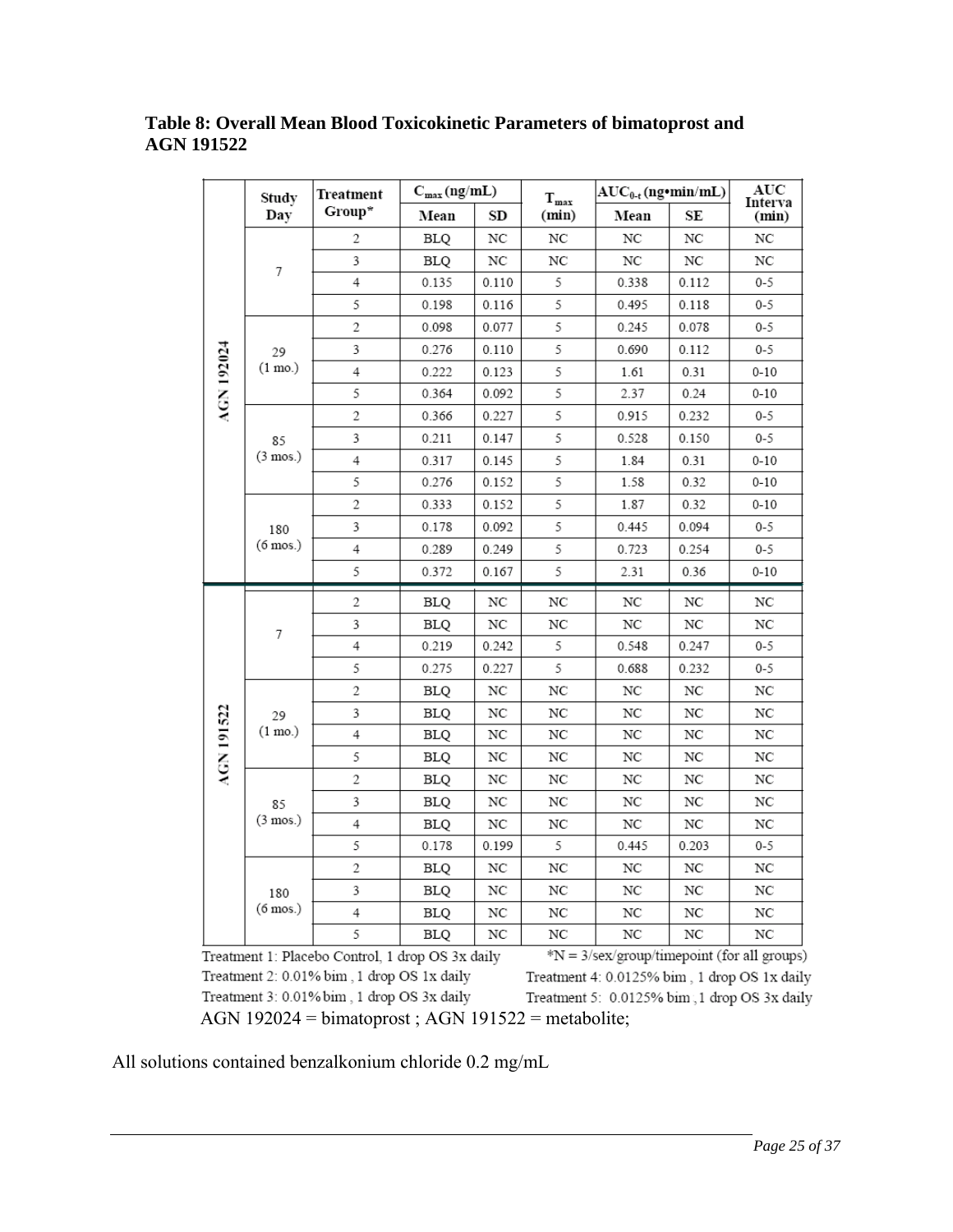**Table 8: Overall Mean Blood Toxicokinetic Parameters of bimatoprost and AGN 191522**

| | Study Day | Treatment Group* | $C_{max}$ (ng/mL) | | $T_{max}$ (min) | $AUC_{0-t}$ (ng•min/mL) | | AUC Interva (min) |
|---|---|---|---|---|---|---|---|---|
| | | | Mean | SD | | Mean | SE | |
| AGN 192024 | 7 | 2 | BLQ | NC | NC | NC | NC | NC |
| | | 3 | BLQ | NC | NC | NC | NC | NC |
| | | 4 | 0.135 | 0.110 | 5 | 0.338 | 0.112 | 0-5 |
| | | 5 | 0.198 | 0.116 | 5 | 0.495 | 0.118 | 0-5 |
| | 29 (1 mo.) | 2 | 0.098 | 0.077 | 5 | 0.245 | 0.078 | 0-5 |
| | | 3 | 0.276 | 0.110 | 5 | 0.690 | 0.112 | 0-5 |
| | | 4 | 0.222 | 0.123 | 5 | 1.61 | 0.31 | 0-10 |
| | | 5 | 0.364 | 0.092 | 5 | 2.37 | 0.24 | 0-10 |
| | 85 (3 mos.) | 2 | 0.366 | 0.227 | 5 | 0.915 | 0.232 | 0-5 |
| | | 3 | 0.211 | 0.147 | 5 | 0.528 | 0.150 | 0-5 |
| | | 4 | 0.317 | 0.145 | 5 | 1.84 | 0.31 | 0-10 |
| | | 5 | 0.276 | 0.152 | 5 | 1.58 | 0.32 | 0-10 |
| | 180 (6 mos.) | 2 | 0.333 | 0.152 | 5 | 1.87 | 0.32 | 0-10 |
| | | 3 | 0.178 | 0.092 | 5 | 0.445 | 0.094 | 0-5 |
| | | 4 | 0.289 | 0.249 | 5 | 0.723 | 0.254 | 0-5 |
| | | 5 | 0.372 | 0.167 | 5 | 2.31 | 0.36 | 0-10 |
| AGN 191522 | 7 | 2 | BLQ | NC | NC | NC | NC | NC |
| | | 3 | BLQ | NC | NC | NC | NC | NC |
| | | 4 | 0.219 | 0.242 | 5 | 0.548 | 0.247 | 0-5 |
| | | 5 | 0.275 | 0.227 | 5 | 0.688 | 0.232 | 0-5 |
| | 29 (1 mo.) | 2 | BLQ | NC | NC | NC | NC | NC |
| | | 3 | BLQ | NC | NC | NC | NC | NC |
| | | 4 | BLQ | NC | NC | NC | NC | NC |
| | | 5 | BLQ | NC | NC | NC | NC | NC |
| | 85 (3 mos.) | 2 | BLQ | NC | NC | NC | NC | NC |
| | | 3 | BLQ | NC | NC | NC | NC | NC |
| | | 4 | BLQ | NC | NC | NC | NC | NC |
| | | 5 | 0.178 | 0.199 | 5 | 0.445 | 0.203 | 0-5 |
| | 180 (6 mos.) | 2 | BLQ | NC | NC | NC | NC | NC |
| | | 3 | BLQ | NC | NC | NC | NC | NC |
| | | 4 | BLQ | NC | NC | NC | NC | NC |
| | | 5 | BLQ | NC | NC | NC | NC | NC |

Treatment 1: Placebo Control, 1 drop OS 3x daily
Treatment 2: 0.01% bim , 1 drop OS 1x daily
Treatment 3: 0.01% bim , 1 drop OS 3x daily
*N = 3/sex/group/timepoint (for all groups)
Treatment 4: 0.0125% bim , 1 drop OS 1x daily
Treatment 5: 0.0125% bim ,1 drop OS 3x daily
AGN 192024 = bimatoprost ; AGN 191522 = metabolite;

All solutions contained benzalkonium chloride 0.2 mg/mL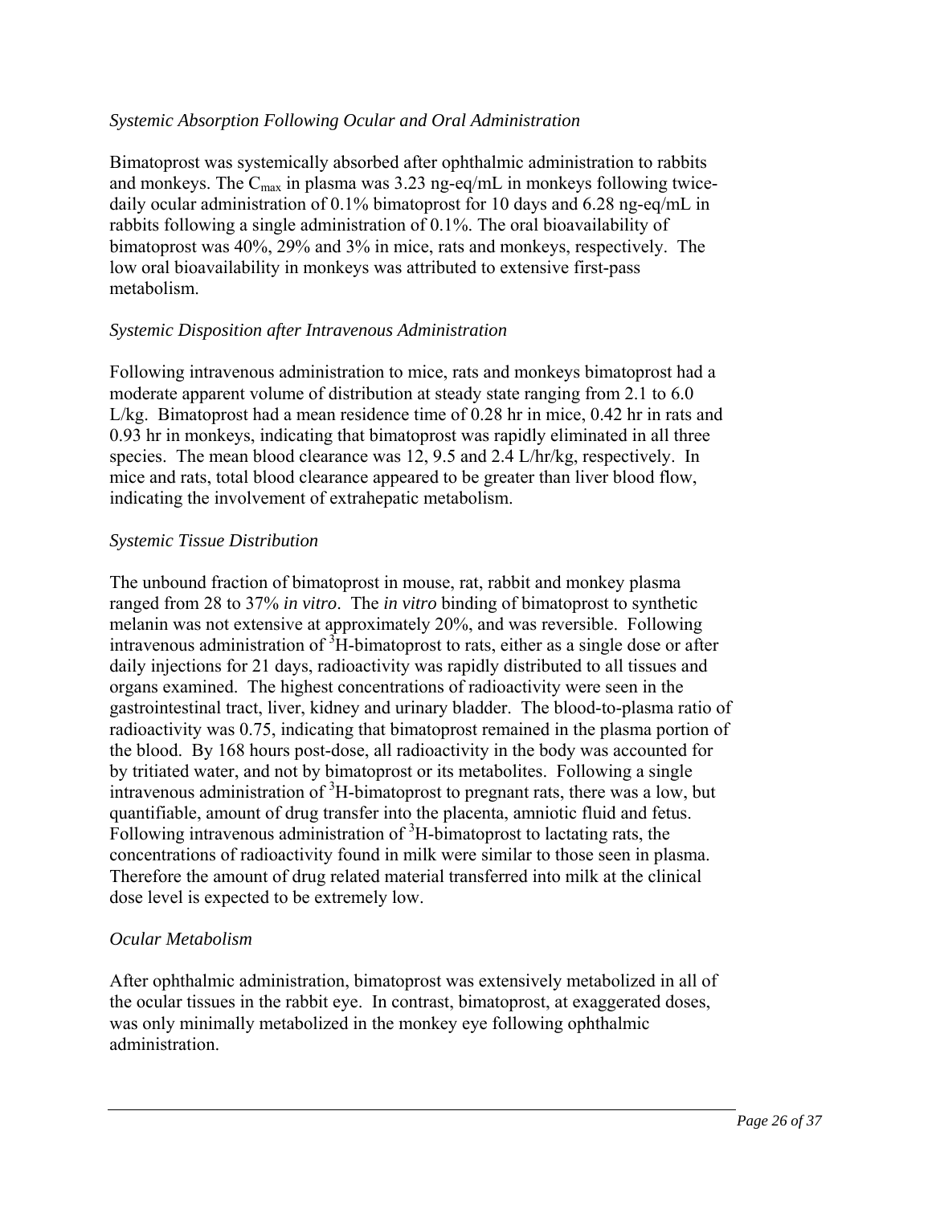*Systemic Absorption Following Ocular and Oral Administration*

Bimatoprost was systemically absorbed after ophthalmic administration to rabbits and monkeys. The $C_{max}$ in plasma was 3.23 ng-eq/mL in monkeys following twice-daily ocular administration of 0.1% bimatoprost for 10 days and 6.28 ng-eq/mL in rabbits following a single administration of 0.1%. The oral bioavailability of bimatoprost was 40%, 29% and 3% in mice, rats and monkeys, respectively. The low oral bioavailability in monkeys was attributed to extensive first-pass metabolism.

*Systemic Disposition after Intravenous Administration*

Following intravenous administration to mice, rats and monkeys bimatoprost had a moderate apparent volume of distribution at steady state ranging from 2.1 to 6.0 L/kg. Bimatoprost had a mean residence time of 0.28 hr in mice, 0.42 hr in rats and 0.93 hr in monkeys, indicating that bimatoprost was rapidly eliminated in all three species. The mean blood clearance was 12, 9.5 and 2.4 L/hr/kg, respectively. In mice and rats, total blood clearance appeared to be greater than liver blood flow, indicating the involvement of extrahepatic metabolism.

*Systemic Tissue Distribution*

The unbound fraction of bimatoprost in mouse, rat, rabbit and monkey plasma ranged from 28 to 37% *in vitro*. The *in vitro* binding of bimatoprost to synthetic melanin was not extensive at approximately 20%, and was reversible. Following intravenous administration of $^{3}$H-bimatoprost to rats, either as a single dose or after daily injections for 21 days, radioactivity was rapidly distributed to all tissues and organs examined. The highest concentrations of radioactivity were seen in the gastrointestinal tract, liver, kidney and urinary bladder. The blood-to-plasma ratio of radioactivity was 0.75, indicating that bimatoprost remained in the plasma portion of the blood. By 168 hours post-dose, all radioactivity in the body was accounted for by tritiated water, and not by bimatoprost or its metabolites. Following a single intravenous administration of $^{3}$H-bimatoprost to pregnant rats, there was a low, but quantifiable, amount of drug transfer into the placenta, amniotic fluid and fetus. Following intravenous administration of $^{3}$H-bimatoprost to lactating rats, the concentrations of radioactivity found in milk were similar to those seen in plasma. Therefore the amount of drug related material transferred into milk at the clinical dose level is expected to be extremely low.

*Ocular Metabolism*

After ophthalmic administration, bimatoprost was extensively metabolized in all of the ocular tissues in the rabbit eye. In contrast, bimatoprost, at exaggerated doses, was only minimally metabolized in the monkey eye following ophthalmic administration.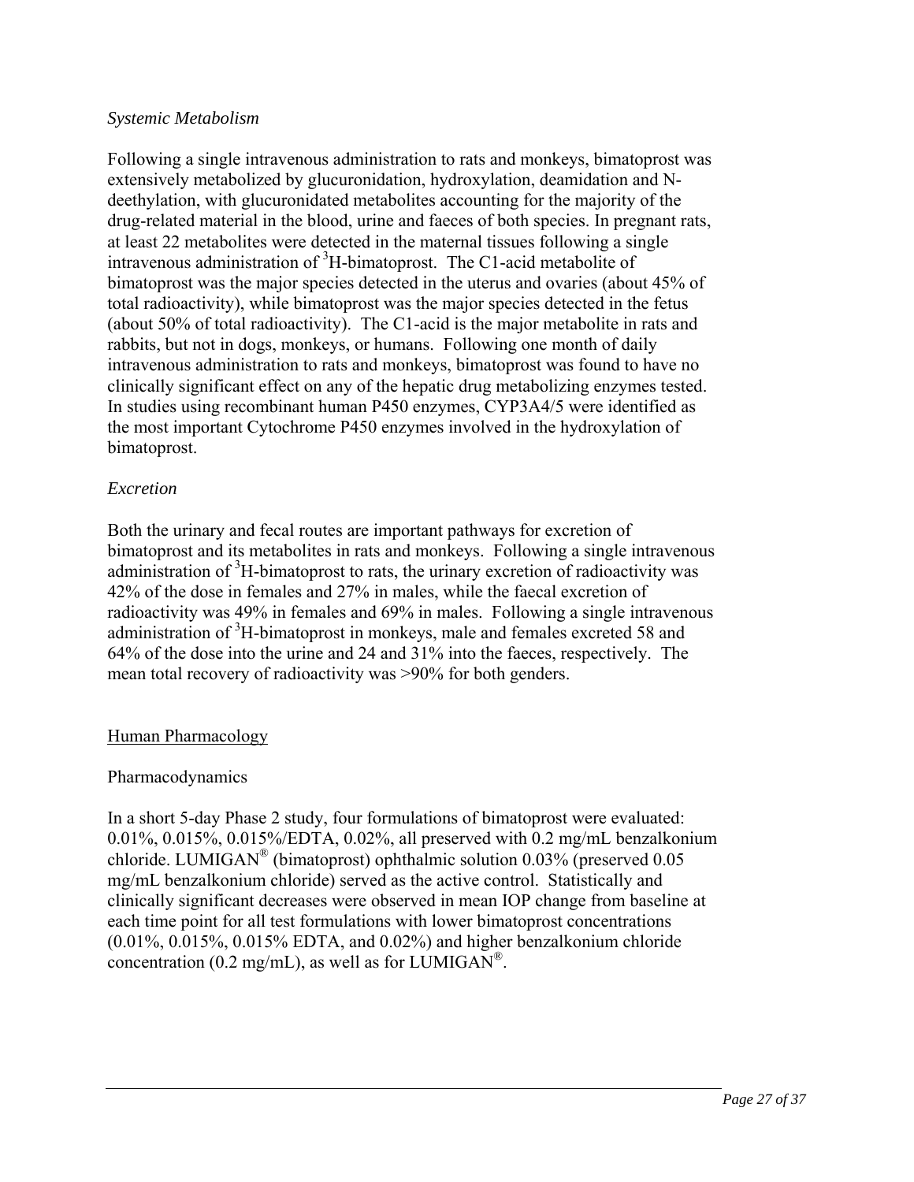*Systemic Metabolism*

Following a single intravenous administration to rats and monkeys, bimatoprost was extensively metabolized by glucuronidation, hydroxylation, deamidation and N-deethylation, with glucuronidated metabolites accounting for the majority of the drug-related material in the blood, urine and faeces of both species. In pregnant rats, at least 22 metabolites were detected in the maternal tissues following a single intravenous administration of $^{3}$H-bimatoprost. The C1-acid metabolite of bimatoprost was the major species detected in the uterus and ovaries (about 45% of total radioactivity), while bimatoprost was the major species detected in the fetus (about 50% of total radioactivity). The C1-acid is the major metabolite in rats and rabbits, but not in dogs, monkeys, or humans. Following one month of daily intravenous administration to rats and monkeys, bimatoprost was found to have no clinically significant effect on any of the hepatic drug metabolizing enzymes tested. In studies using recombinant human P450 enzymes, CYP3A4/5 were identified as the most important Cytochrome P450 enzymes involved in the hydroxylation of bimatoprost.

*Excretion*

Both the urinary and fecal routes are important pathways for excretion of bimatoprost and its metabolites in rats and monkeys. Following a single intravenous administration of $^{3}$H-bimatoprost to rats, the urinary excretion of radioactivity was 42% of the dose in females and 27% in males, while the faecal excretion of radioactivity was 49% in females and 69% in males. Following a single intravenous administration of $^{3}$H-bimatoprost in monkeys, male and females excreted 58 and 64% of the dose into the urine and 24 and 31% into the faeces, respectively. The mean total recovery of radioactivity was >90% for both genders.

## Human Pharmacology

Pharmacodynamics

In a short 5-day Phase 2 study, four formulations of bimatoprost were evaluated: 0.01%, 0.015%, 0.015%/EDTA, 0.02%, all preserved with 0.2 mg/mL benzalkonium chloride. LUMIGAN® (bimatoprost) ophthalmic solution 0.03% (preserved 0.05 mg/mL benzalkonium chloride) served as the active control. Statistically and clinically significant decreases were observed in mean IOP change from baseline at each time point for all test formulations with lower bimatoprost concentrations (0.01%, 0.015%, 0.015% EDTA, and 0.02%) and higher benzalkonium chloride concentration (0.2 mg/mL), as well as for LUMIGAN®.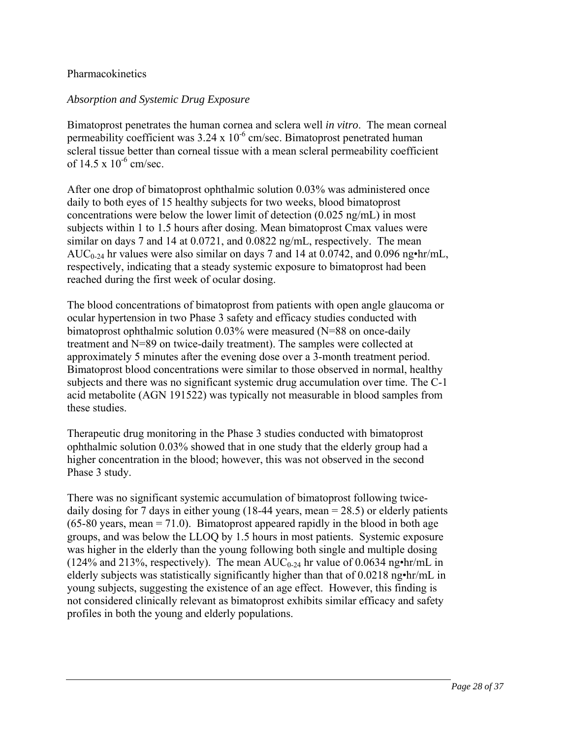Pharmacokinetics

*Absorption and Systemic Drug Exposure*

Bimatoprost penetrates the human cornea and sclera well *in vitro*. The mean corneal permeability coefficient was $3.24 \times 10^{-6}$ cm/sec. Bimatoprost penetrated human scleral tissue better than corneal tissue with a mean scleral permeability coefficient of $14.5 \times 10^{-6}$ cm/sec.

After one drop of bimatoprost ophthalmic solution 0.03% was administered once daily to both eyes of 15 healthy subjects for two weeks, blood bimatoprost concentrations were below the lower limit of detection (0.025 ng/mL) in most subjects within 1 to 1.5 hours after dosing. Mean bimatoprost Cmax values were similar on days 7 and 14 at 0.0721, and 0.0822 ng/mL, respectively. The mean $AUC_{0-24}$ hr values were also similar on days 7 and 14 at 0.0742, and 0.096 ng•hr/mL, respectively, indicating that a steady systemic exposure to bimatoprost had been reached during the first week of ocular dosing.

The blood concentrations of bimatoprost from patients with open angle glaucoma or ocular hypertension in two Phase 3 safety and efficacy studies conducted with bimatoprost ophthalmic solution 0.03% were measured (N=88 on once-daily treatment and N=89 on twice-daily treatment). The samples were collected at approximately 5 minutes after the evening dose over a 3-month treatment period. Bimatoprost blood concentrations were similar to those observed in normal, healthy subjects and there was no significant systemic drug accumulation over time. The C-1 acid metabolite (AGN 191522) was typically not measurable in blood samples from these studies.

Therapeutic drug monitoring in the Phase 3 studies conducted with bimatoprost ophthalmic solution 0.03% showed that in one study that the elderly group had a higher concentration in the blood; however, this was not observed in the second Phase 3 study.

There was no significant systemic accumulation of bimatoprost following twice-daily dosing for 7 days in either young (18-44 years, mean = 28.5) or elderly patients (65-80 years, mean = 71.0). Bimatoprost appeared rapidly in the blood in both age groups, and was below the LLOQ by 1.5 hours in most patients. Systemic exposure was higher in the elderly than the young following both single and multiple dosing (124% and 213%, respectively). The mean $AUC_{0-24}$ hr value of 0.0634 ng•hr/mL in elderly subjects was statistically significantly higher than that of 0.0218 ng•hr/mL in young subjects, suggesting the existence of an age effect. However, this finding is not considered clinically relevant as bimatoprost exhibits similar efficacy and safety profiles in both the young and elderly populations.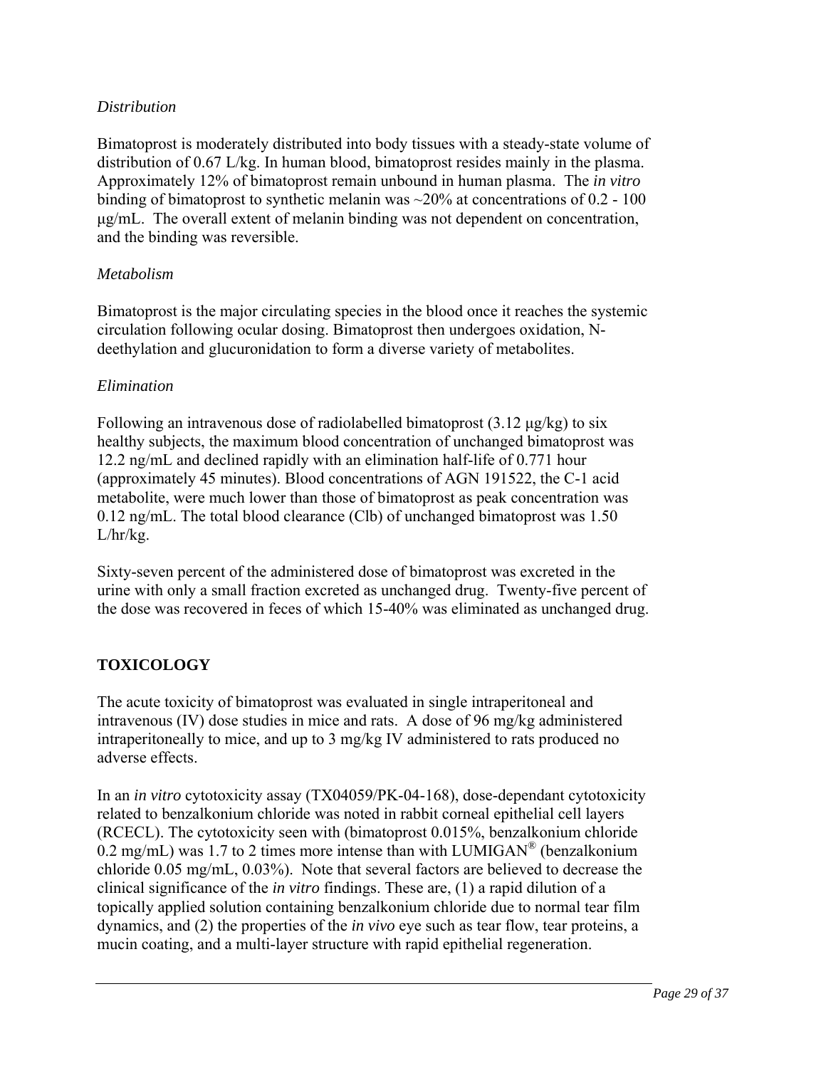*Distribution*

Bimatoprost is moderately distributed into body tissues with a steady-state volume of distribution of 0.67 L/kg. In human blood, bimatoprost resides mainly in the plasma. Approximately 12% of bimatoprost remain unbound in human plasma. The *in vitro* binding of bimatoprost to synthetic melanin was ~20% at concentrations of 0.2 - 100 μg/mL. The overall extent of melanin binding was not dependent on concentration, and the binding was reversible.

*Metabolism*

Bimatoprost is the major circulating species in the blood once it reaches the systemic circulation following ocular dosing. Bimatoprost then undergoes oxidation, N-deethylation and glucuronidation to form a diverse variety of metabolites.

*Elimination*

Following an intravenous dose of radiolabelled bimatoprost (3.12 μg/kg) to six healthy subjects, the maximum blood concentration of unchanged bimatoprost was 12.2 ng/mL and declined rapidly with an elimination half-life of 0.771 hour (approximately 45 minutes). Blood concentrations of AGN 191522, the C-1 acid metabolite, were much lower than those of bimatoprost as peak concentration was 0.12 ng/mL. The total blood clearance (Clb) of unchanged bimatoprost was 1.50 L/hr/kg.

Sixty-seven percent of the administered dose of bimatoprost was excreted in the urine with only a small fraction excreted as unchanged drug. Twenty-five percent of the dose was recovered in feces of which 15-40% was eliminated as unchanged drug.

## TOXICOLOGY

The acute toxicity of bimatoprost was evaluated in single intraperitoneal and intravenous (IV) dose studies in mice and rats. A dose of 96 mg/kg administered intraperitoneally to mice, and up to 3 mg/kg IV administered to rats produced no adverse effects.

In an *in vitro* cytotoxicity assay (TX04059/PK-04-168), dose-dependant cytotoxicity related to benzalkonium chloride was noted in rabbit corneal epithelial cell layers (RCECL). The cytotoxicity seen with (bimatoprost 0.015%, benzalkonium chloride 0.2 mg/mL) was 1.7 to 2 times more intense than with LUMIGAN® (benzalkonium chloride 0.05 mg/mL, 0.03%). Note that several factors are believed to decrease the clinical significance of the *in vitro* findings. These are, (1) a rapid dilution of a topically applied solution containing benzalkonium chloride due to normal tear film dynamics, and (2) the properties of the *in vivo* eye such as tear flow, tear proteins, a mucin coating, and a multi-layer structure with rapid epithelial regeneration.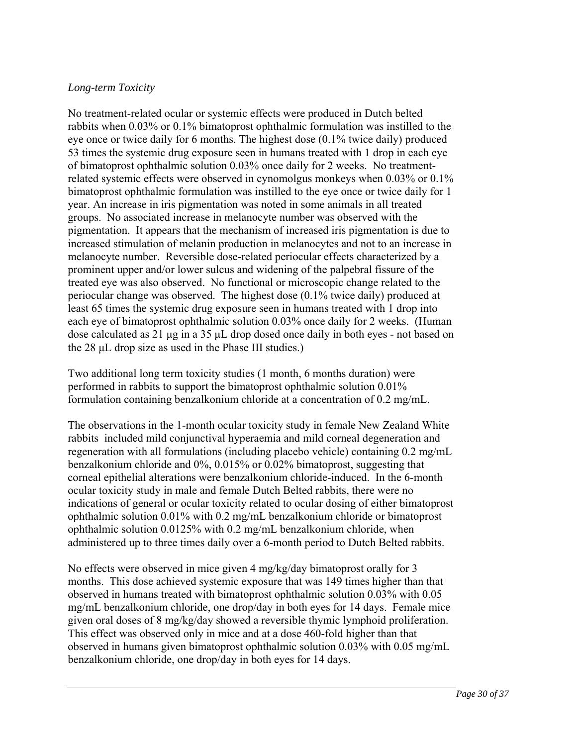*Long-term Toxicity*

No treatment-related ocular or systemic effects were produced in Dutch belted rabbits when 0.03% or 0.1% bimatoprost ophthalmic formulation was instilled to the eye once or twice daily for 6 months. The highest dose (0.1% twice daily) produced 53 times the systemic drug exposure seen in humans treated with 1 drop in each eye of bimatoprost ophthalmic solution 0.03% once daily for 2 weeks. No treatment-related systemic effects were observed in cynomolgus monkeys when 0.03% or 0.1% bimatoprost ophthalmic formulation was instilled to the eye once or twice daily for 1 year. An increase in iris pigmentation was noted in some animals in all treated groups. No associated increase in melanocyte number was observed with the pigmentation. It appears that the mechanism of increased iris pigmentation is due to increased stimulation of melanin production in melanocytes and not to an increase in melanocyte number. Reversible dose-related periocular effects characterized by a prominent upper and/or lower sulcus and widening of the palpebral fissure of the treated eye was also observed. No functional or microscopic change related to the periocular change was observed. The highest dose (0.1% twice daily) produced at least 65 times the systemic drug exposure seen in humans treated with 1 drop into each eye of bimatoprost ophthalmic solution 0.03% once daily for 2 weeks. (Human dose calculated as 21 μg in a 35 μL drop dosed once daily in both eyes - not based on the 28 μL drop size as used in the Phase III studies.)

Two additional long term toxicity studies (1 month, 6 months duration) were performed in rabbits to support the bimatoprost ophthalmic solution 0.01% formulation containing benzalkonium chloride at a concentration of 0.2 mg/mL.

The observations in the 1-month ocular toxicity study in female New Zealand White rabbits included mild conjunctival hyperaemia and mild corneal degeneration and regeneration with all formulations (including placebo vehicle) containing 0.2 mg/mL benzalkonium chloride and 0%, 0.015% or 0.02% bimatoprost, suggesting that corneal epithelial alterations were benzalkonium chloride-induced. In the 6-month ocular toxicity study in male and female Dutch Belted rabbits, there were no indications of general or ocular toxicity related to ocular dosing of either bimatoprost ophthalmic solution 0.01% with 0.2 mg/mL benzalkonium chloride or bimatoprost ophthalmic solution 0.0125% with 0.2 mg/mL benzalkonium chloride, when administered up to three times daily over a 6-month period to Dutch Belted rabbits.

No effects were observed in mice given 4 mg/kg/day bimatoprost orally for 3 months. This dose achieved systemic exposure that was 149 times higher than that observed in humans treated with bimatoprost ophthalmic solution 0.03% with 0.05 mg/mL benzalkonium chloride, one drop/day in both eyes for 14 days. Female mice given oral doses of 8 mg/kg/day showed a reversible thymic lymphoid proliferation. This effect was observed only in mice and at a dose 460-fold higher than that observed in humans given bimatoprost ophthalmic solution 0.03% with 0.05 mg/mL benzalkonium chloride, one drop/day in both eyes for 14 days.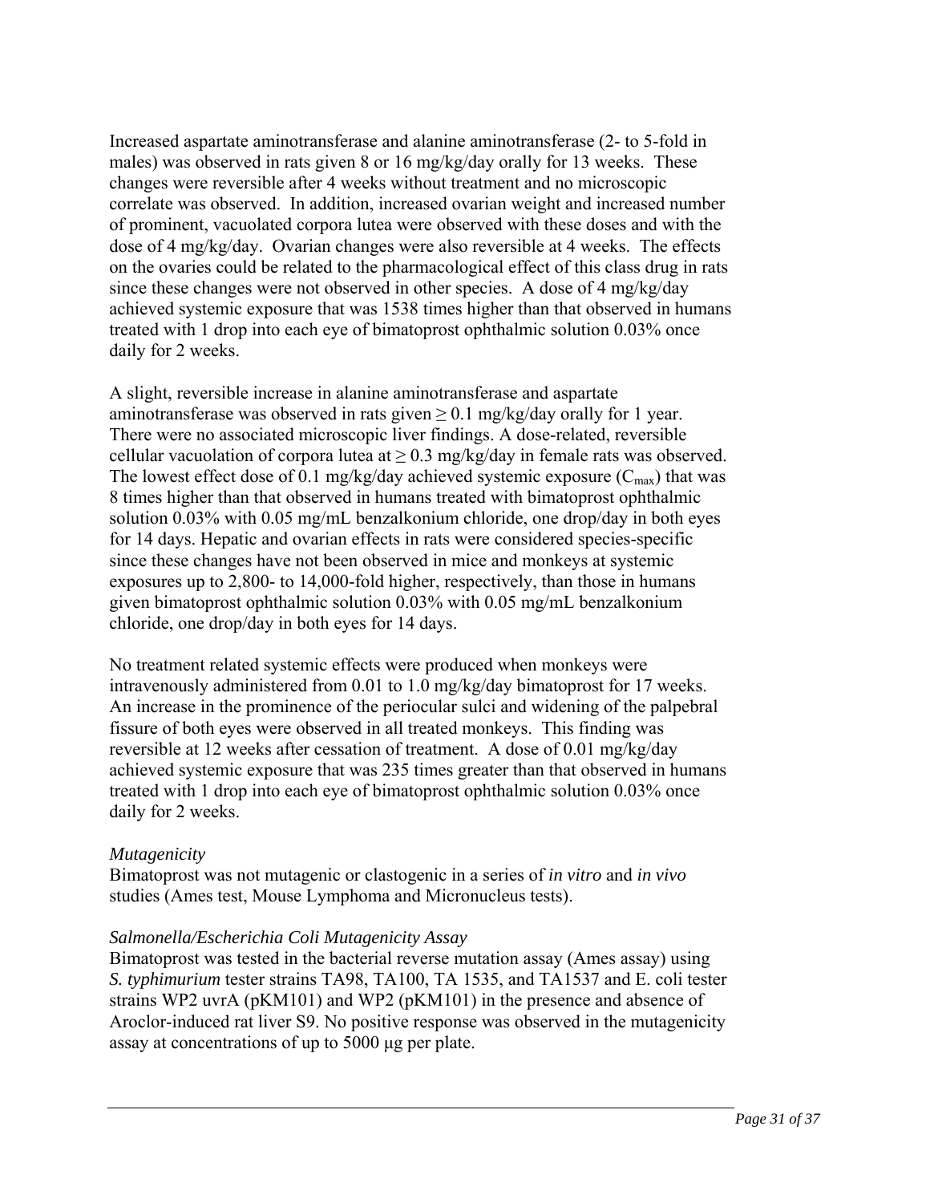Increased aspartate aminotransferase and alanine aminotransferase (2- to 5-fold in males) was observed in rats given 8 or 16 mg/kg/day orally for 13 weeks. These changes were reversible after 4 weeks without treatment and no microscopic correlate was observed. In addition, increased ovarian weight and increased number of prominent, vacuolated corpora lutea were observed with these doses and with the dose of 4 mg/kg/day. Ovarian changes were also reversible at 4 weeks. The effects on the ovaries could be related to the pharmacological effect of this class drug in rats since these changes were not observed in other species. A dose of 4 mg/kg/day achieved systemic exposure that was 1538 times higher than that observed in humans treated with 1 drop into each eye of bimatoprost ophthalmic solution 0.03% once daily for 2 weeks.

A slight, reversible increase in alanine aminotransferase and aspartate aminotransferase was observed in rats given ≥ 0.1 mg/kg/day orally for 1 year. There were no associated microscopic liver findings. A dose-related, reversible cellular vacuolation of corpora lutea at ≥ 0.3 mg/kg/day in female rats was observed. The lowest effect dose of 0.1 mg/kg/day achieved systemic exposure ($C_{max}$) that was 8 times higher than that observed in humans treated with bimatoprost ophthalmic solution 0.03% with 0.05 mg/mL benzalkonium chloride, one drop/day in both eyes for 14 days. Hepatic and ovarian effects in rats were considered species-specific since these changes have not been observed in mice and monkeys at systemic exposures up to 2,800- to 14,000-fold higher, respectively, than those in humans given bimatoprost ophthalmic solution 0.03% with 0.05 mg/mL benzalkonium chloride, one drop/day in both eyes for 14 days.

No treatment related systemic effects were produced when monkeys were intravenously administered from 0.01 to 1.0 mg/kg/day bimatoprost for 17 weeks. An increase in the prominence of the periocular sulci and widening of the palpebral fissure of both eyes were observed in all treated monkeys. This finding was reversible at 12 weeks after cessation of treatment. A dose of 0.01 mg/kg/day achieved systemic exposure that was 235 times greater than that observed in humans treated with 1 drop into each eye of bimatoprost ophthalmic solution 0.03% once daily for 2 weeks.

*Mutagenicity*

Bimatoprost was not mutagenic or clastogenic in a series of *in vitro* and *in vivo* studies (Ames test, Mouse Lymphoma and Micronucleus tests).

*Salmonella/Escherichia Coli Mutagenicity Assay*

Bimatoprost was tested in the bacterial reverse mutation assay (Ames assay) using *S. typhimurium* tester strains TA98, TA100, TA 1535, and TA1537 and E. coli tester strains WP2 uvrA (pKM101) and WP2 (pKM101) in the presence and absence of Aroclor-induced rat liver S9. No positive response was observed in the mutagenicity assay at concentrations of up to 5000 μg per plate.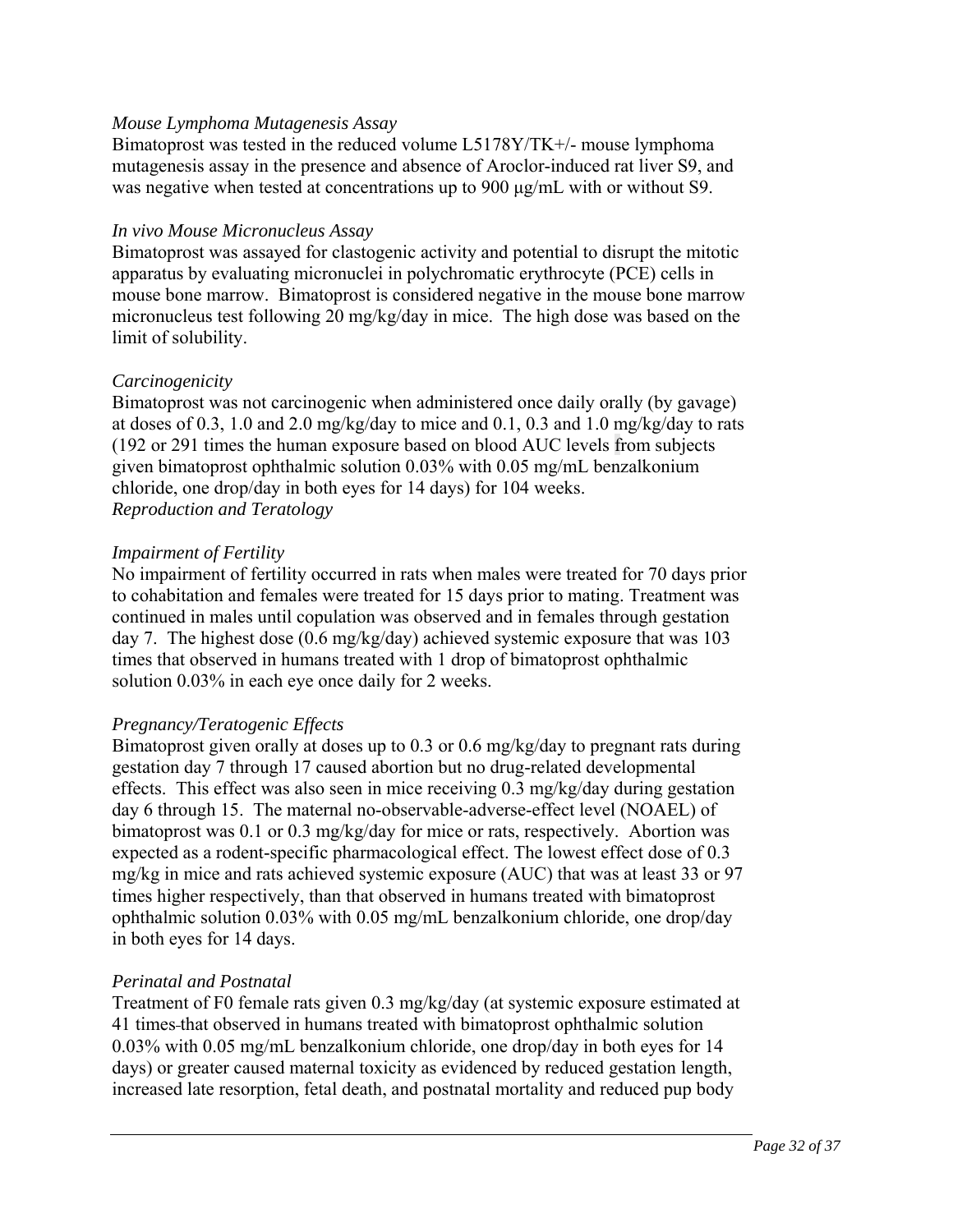*Mouse Lymphoma Mutagenesis Assay*

Bimatoprost was tested in the reduced volume L5178Y/TK+/- mouse lymphoma mutagenesis assay in the presence and absence of Aroclor-induced rat liver S9, and was negative when tested at concentrations up to 900 µg/mL with or without S9.

*In vivo Mouse Micronucleus Assay*

Bimatoprost was assayed for clastogenic activity and potential to disrupt the mitotic apparatus by evaluating micronuclei in polychromatic erythrocyte (PCE) cells in mouse bone marrow. Bimatoprost is considered negative in the mouse bone marrow micronucleus test following 20 mg/kg/day in mice. The high dose was based on the limit of solubility.

*Carcinogenicity*

Bimatoprost was not carcinogenic when administered once daily orally (by gavage) at doses of 0.3, 1.0 and 2.0 mg/kg/day to mice and 0.1, 0.3 and 1.0 mg/kg/day to rats (192 or 291 times the human exposure based on blood AUC levels from subjects given bimatoprost ophthalmic solution 0.03% with 0.05 mg/mL benzalkonium chloride, one drop/day in both eyes for 14 days) for 104 weeks.

*Reproduction and Teratology*

*Impairment of Fertility*

No impairment of fertility occurred in rats when males were treated for 70 days prior to cohabitation and females were treated for 15 days prior to mating. Treatment was continued in males until copulation was observed and in females through gestation day 7. The highest dose (0.6 mg/kg/day) achieved systemic exposure that was 103 times that observed in humans treated with 1 drop of bimatoprost ophthalmic solution 0.03% in each eye once daily for 2 weeks.

*Pregnancy/Teratogenic Effects*

Bimatoprost given orally at doses up to 0.3 or 0.6 mg/kg/day to pregnant rats during gestation day 7 through 17 caused abortion but no drug-related developmental effects. This effect was also seen in mice receiving 0.3 mg/kg/day during gestation day 6 through 15. The maternal no-observable-adverse-effect level (NOAEL) of bimatoprost was 0.1 or 0.3 mg/kg/day for mice or rats, respectively. Abortion was expected as a rodent-specific pharmacological effect. The lowest effect dose of 0.3 mg/kg in mice and rats achieved systemic exposure (AUC) that was at least 33 or 97 times higher respectively, than that observed in humans treated with bimatoprost ophthalmic solution 0.03% with 0.05 mg/mL benzalkonium chloride, one drop/day in both eyes for 14 days.

*Perinatal and Postnatal*

Treatment of F0 female rats given 0.3 mg/kg/day (at systemic exposure estimated at 41 times that observed in humans treated with bimatoprost ophthalmic solution 0.03% with 0.05 mg/mL benzalkonium chloride, one drop/day in both eyes for 14 days) or greater caused maternal toxicity as evidenced by reduced gestation length, increased late resorption, fetal death, and postnatal mortality and reduced pup body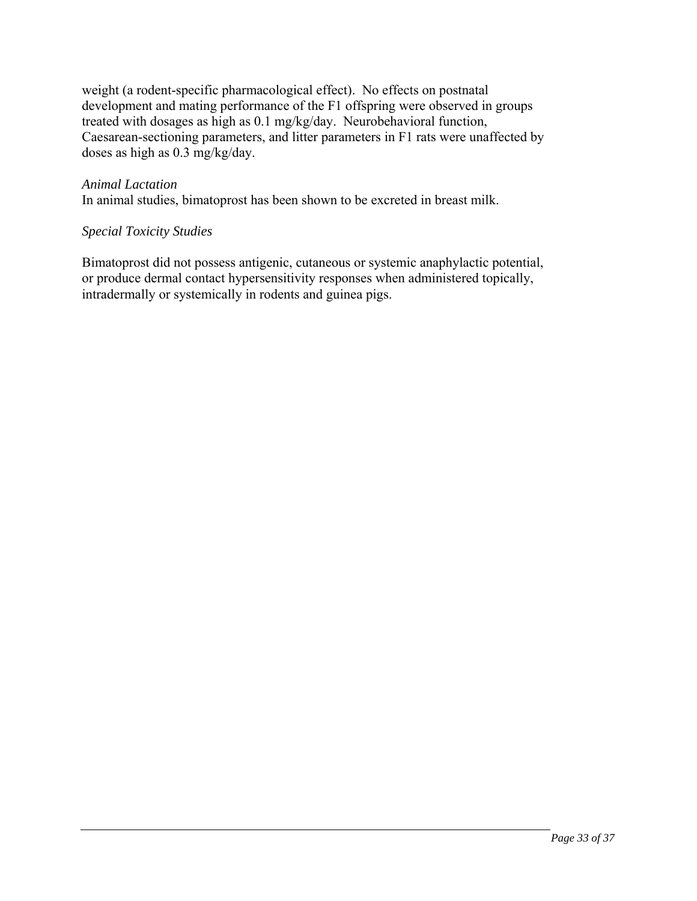weight (a rodent-specific pharmacological effect). No effects on postnatal development and mating performance of the F1 offspring were observed in groups treated with dosages as high as 0.1 mg/kg/day. Neurobehavioral function, Caesarean-sectioning parameters, and litter parameters in F1 rats were unaffected by doses as high as 0.3 mg/kg/day.

*Animal Lactation*

In animal studies, bimatoprost has been shown to be excreted in breast milk.

*Special Toxicity Studies*

Bimatoprost did not possess antigenic, cutaneous or systemic anaphylactic potential, or produce dermal contact hypersensitivity responses when administered topically, intradermally or systemically in rodents and guinea pigs.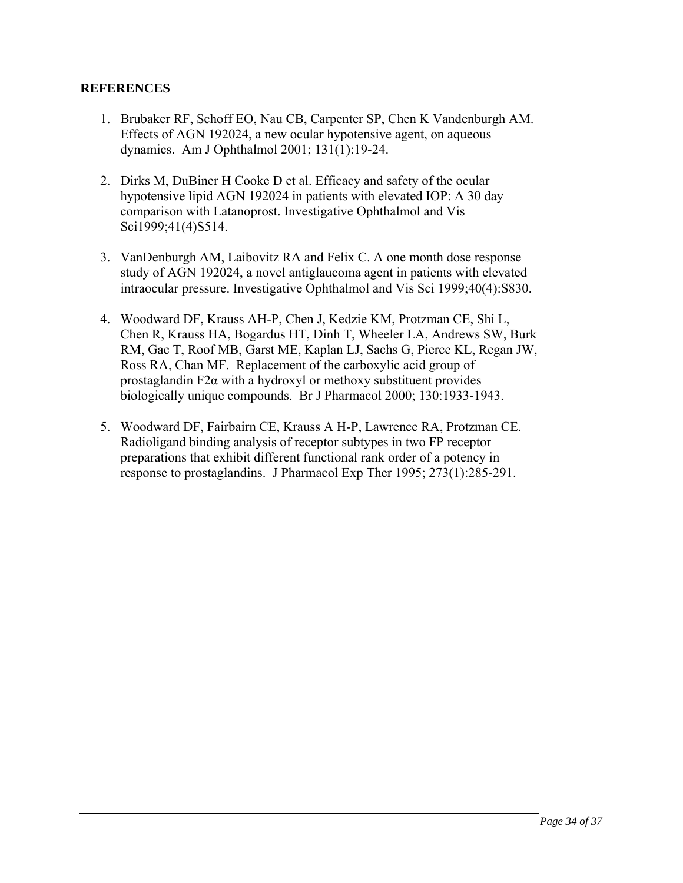**REFERENCES**

1. Brubaker RF, Schoff EO, Nau CB, Carpenter SP, Chen K Vandenburgh AM. Effects of AGN 192024, a new ocular hypotensive agent, on aqueous dynamics. Am J Ophthalmol 2001; 131(1):19-24.

2. Dirks M, DuBiner H Cooke D et al. Efficacy and safety of the ocular hypotensive lipid AGN 192024 in patients with elevated IOP: A 30 day comparison with Latanoprost. Investigative Ophthalmol and Vis Sci1999;41(4)S514.

3. VanDenburgh AM, Laibovitz RA and Felix C. A one month dose response study of AGN 192024, a novel antiglaucoma agent in patients with elevated intraocular pressure. Investigative Ophthalmol and Vis Sci 1999;40(4):S830.

4. Woodward DF, Krauss AH-P, Chen J, Kedzie KM, Protzman CE, Shi L, Chen R, Krauss HA, Bogardus HT, Dinh T, Wheeler LA, Andrews SW, Burk RM, Gac T, Roof MB, Garst ME, Kaplan LJ, Sachs G, Pierce KL, Regan JW, Ross RA, Chan MF. Replacement of the carboxylic acid group of prostaglandin F2α with a hydroxyl or methoxy substituent provides biologically unique compounds. Br J Pharmacol 2000; 130:1933-1943.

5. Woodward DF, Fairbairn CE, Krauss A H-P, Lawrence RA, Protzman CE. Radioligand binding analysis of receptor subtypes in two FP receptor preparations that exhibit different functional rank order of a potency in response to prostaglandins. J Pharmacol Exp Ther 1995; 273(1):285-291.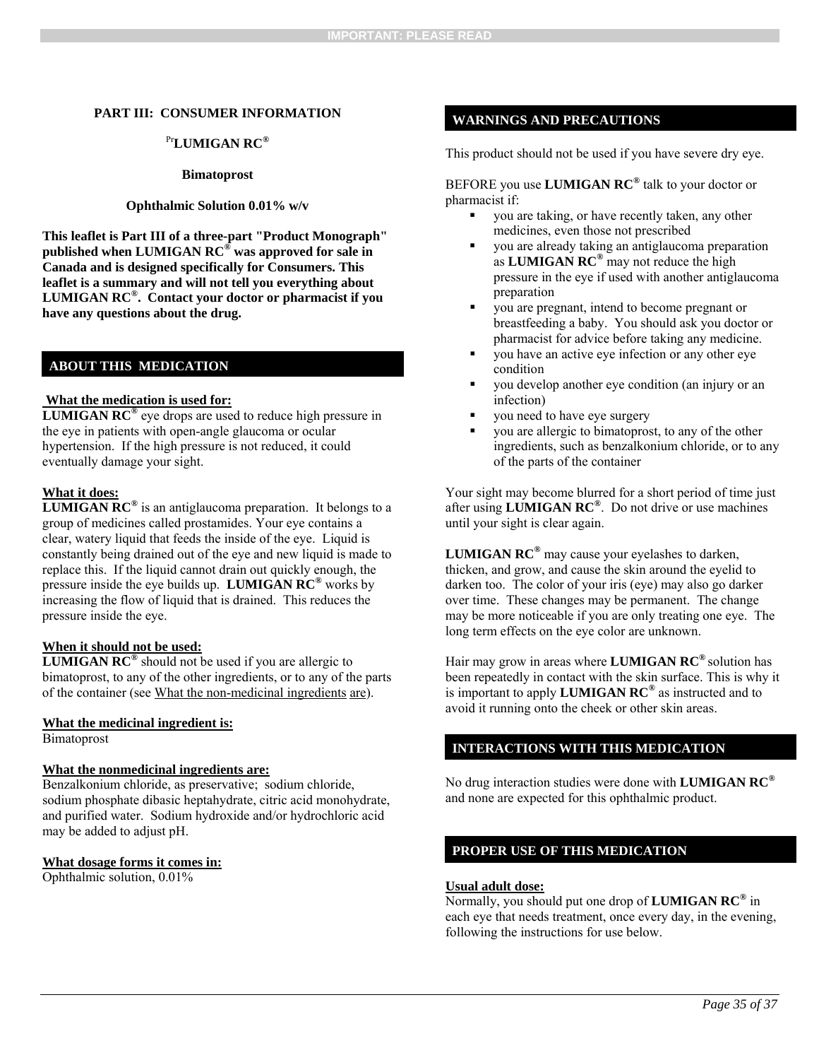**IMPORTANT: PLEASE READ**

## PART III: CONSUMER INFORMATION

**[Pr]LUMIGAN RC®**

**Bimatoprost**

**Ophthalmic Solution 0.01% w/v**

**This leaflet is Part III of a three-part "Product Monograph" published when LUMIGAN RC® was approved for sale in Canada and is designed specifically for Consumers. This leaflet is a summary and will not tell you everything about LUMIGAN RC®. Contact your doctor or pharmacist if you have any questions about the drug.**

### ABOUT THIS MEDICATION

**What the medication is used for:**
**LUMIGAN RC®** eye drops are used to reduce high pressure in the eye in patients with open-angle glaucoma or ocular hypertension. If the high pressure is not reduced, it could eventually damage your sight.

**What it does:**
**LUMIGAN RC®** is an antiglaucoma preparation. It belongs to a group of medicines called prostamides. Your eye contains a clear, watery liquid that feeds the inside of the eye. Liquid is constantly being drained out of the eye and new liquid is made to replace this. If the liquid cannot drain out quickly enough, the pressure inside the eye builds up. **LUMIGAN RC®** works by increasing the flow of liquid that is drained. This reduces the pressure inside the eye.

**When it should not be used:**
**LUMIGAN RC®** should not be used if you are allergic to bimatoprost, to any of the other ingredients, or to any of the parts of the container (see What the non-medicinal ingredients are).

**What the medicinal ingredient is:**
Bimatoprost

**What the nonmedicinal ingredients are:**
Benzalkonium chloride, as preservative; sodium chloride, sodium phosphate dibasic heptahydrate, citric acid monohydrate, and purified water. Sodium hydroxide and/or hydrochloric acid may be added to adjust pH.

**What dosage forms it comes in:**
Ophthalmic solution, 0.01%

### WARNINGS AND PRECAUTIONS

This product should not be used if you have severe dry eye.

BEFORE you use **LUMIGAN RC®** talk to your doctor or pharmacist if:

- you are taking, or have recently taken, any other medicines, even those not prescribed
- you are already taking an antiglaucoma preparation as **LUMIGAN RC®** may not reduce the high pressure in the eye if used with another antiglaucoma preparation
- you are pregnant, intend to become pregnant or breastfeeding a baby. You should ask you doctor or pharmacist for advice before taking any medicine.
- you have an active eye infection or any other eye condition
- you develop another eye condition (an injury or an infection)
- you need to have eye surgery
- you are allergic to bimatoprost, to any of the other ingredients, such as benzalkonium chloride, or to any of the parts of the container

Your sight may become blurred for a short period of time just after using **LUMIGAN RC®**. Do not drive or use machines until your sight is clear again.

**LUMIGAN RC®** may cause your eyelashes to darken, thicken, and grow, and cause the skin around the eyelid to darken too. The color of your iris (eye) may also go darker over time. These changes may be permanent. The change may be more noticeable if you are only treating one eye. The long term effects on the eye color are unknown.

Hair may grow in areas where **LUMIGAN RC®** solution has been repeatedly in contact with the skin surface. This is why it is important to apply **LUMIGAN RC®** as instructed and to avoid it running onto the cheek or other skin areas.

### INTERACTIONS WITH THIS MEDICATION

No drug interaction studies were done with **LUMIGAN RC®** and none are expected for this ophthalmic product.

### PROPER USE OF THIS MEDICATION

**Usual adult dose:**
Normally, you should put one drop of **LUMIGAN RC®** in each eye that needs treatment, once every day, in the evening, following the instructions for use below.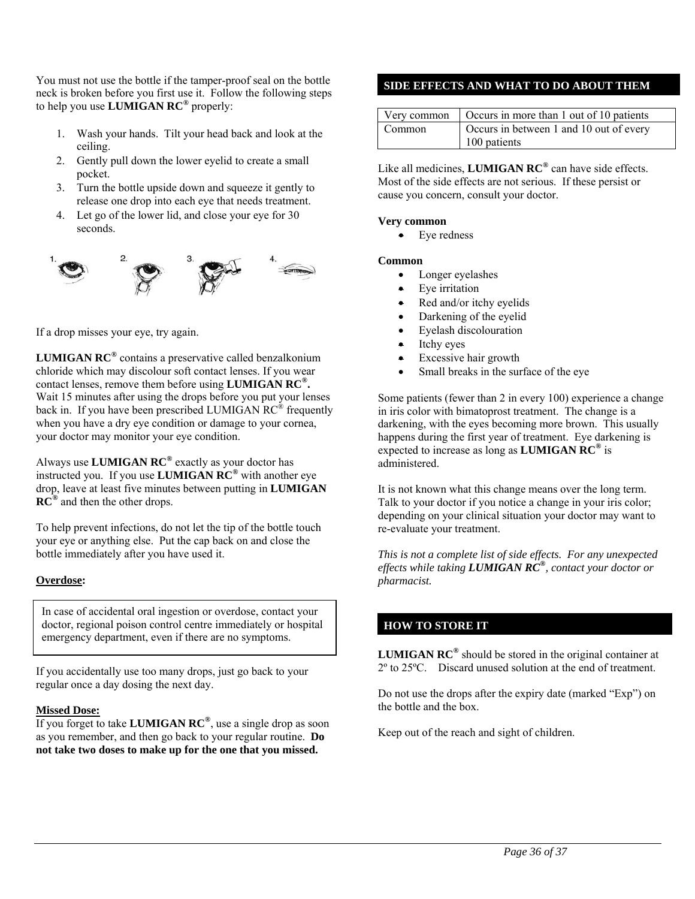You must not use the bottle if the tamper-proof seal on the bottle neck is broken before you first use it. Follow the following steps to help you use **LUMIGAN RC®** properly:

1. Wash your hands. Tilt your head back and look at the ceiling.
2. Gently pull down the lower eyelid to create a small pocket.
3. Turn the bottle upside down and squeeze it gently to release one drop into each eye that needs treatment.
4. Let go of the lower lid, and close your eye for 30 seconds.

If a drop misses your eye, try again.

**LUMIGAN RC®** contains a preservative called benzalkonium chloride which may discolour soft contact lenses. If you wear contact lenses, remove them before using **LUMIGAN RC®.** Wait 15 minutes after using the drops before you put your lenses back in. If you have been prescribed LUMIGAN RC® frequently when you have a dry eye condition or damage to your cornea, your doctor may monitor your eye condition.

Always use **LUMIGAN RC®** exactly as your doctor has instructed you. If you use **LUMIGAN RC®** with another eye drop, leave at least five minutes between putting in **LUMIGAN RC®** and then the other drops.

To help prevent infections, do not let the tip of the bottle touch your eye or anything else. Put the cap back on and close the bottle immediately after you have used it.

**Overdose:**

In case of accidental oral ingestion or overdose, contact your doctor, regional poison control centre immediately or hospital emergency department, even if there are no symptoms.

If you accidentally use too many drops, just go back to your regular once a day dosing the next day.

**Missed Dose:**
If you forget to take **LUMIGAN RC®**, use a single drop as soon as you remember, and then go back to your regular routine. **Do not take two doses to make up for the one that you missed.**

## SIDE EFFECTS AND WHAT TO DO ABOUT THEM

| | |
|---|---|
| Very common | Occurs in more than 1 out of 10 patients |
| Common | Occurs in between 1 and 10 out of every 100 patients |

Like all medicines, **LUMIGAN RC®** can have side effects. Most of the side effects are not serious. If these persist or cause you concern, consult your doctor.

**Very common**
- Eye redness

**Common**
- Longer eyelashes
- Eye irritation
- Red and/or itchy eyelids
- Darkening of the eyelid
- Eyelash discolouration
- Itchy eyes
- Excessive hair growth
- Small breaks in the surface of the eye

Some patients (fewer than 2 in every 100) experience a change in iris color with bimatoprost treatment. The change is a darkening, with the eyes becoming more brown. This usually happens during the first year of treatment. Eye darkening is expected to increase as long as **LUMIGAN RC®** is administered.

It is not known what this change means over the long term. Talk to your doctor if you notice a change in your iris color; depending on your clinical situation your doctor may want to re-evaluate your treatment.

*This is not a complete list of side effects. For any unexpected effects while taking **LUMIGAN RC®**, contact your doctor or pharmacist.*

## HOW TO STORE IT

**LUMIGAN RC®** should be stored in the original container at 2º to 25ºC. Discard unused solution at the end of treatment.

Do not use the drops after the expiry date (marked "Exp") on the bottle and the box.

Keep out of the reach and sight of children.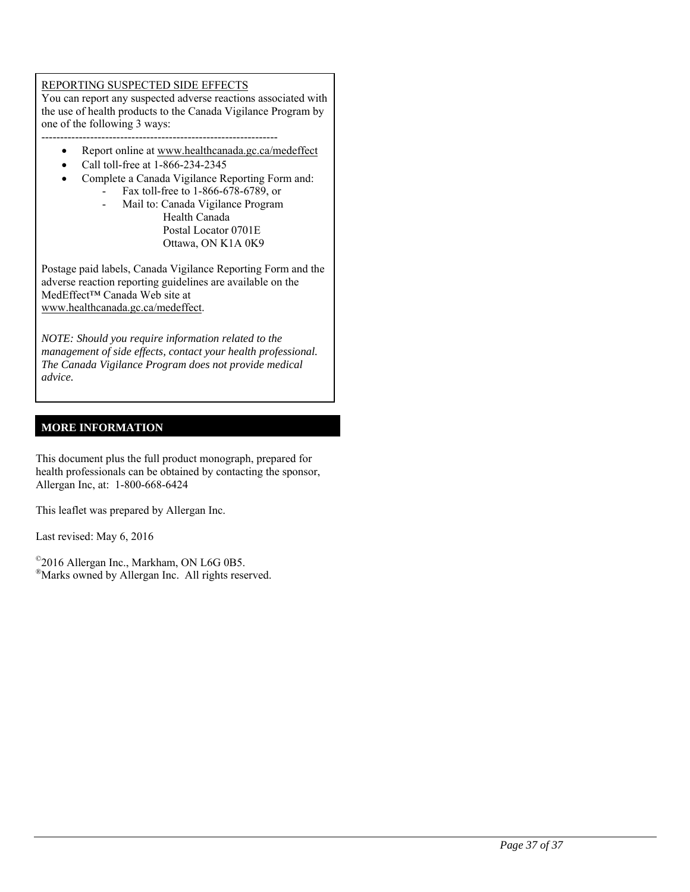REPORTING SUSPECTED SIDE EFFECTS

You can report any suspected adverse reactions associated with the use of health products to the Canada Vigilance Program by one of the following 3 ways:

--------------------------------------------------------------------

- Report online at www.healthcanada.gc.ca/medeffect
- Call toll-free at 1-866-234-2345
- Complete a Canada Vigilance Reporting Form and:
  - Fax toll-free to 1-866-678-6789, or
  - Mail to: Canada Vigilance Program
    Health Canada
    Postal Locator 0701E
    Ottawa, ON K1A 0K9

Postage paid labels, Canada Vigilance Reporting Form and the adverse reaction reporting guidelines are available on the MedEffect™ Canada Web site at www.healthcanada.gc.ca/medeffect.

*NOTE: Should you require information related to the management of side effects, contact your health professional. The Canada Vigilance Program does not provide medical advice.*

## MORE INFORMATION

This document plus the full product monograph, prepared for health professionals can be obtained by contacting the sponsor, Allergan Inc, at: 1-800-668-6424

This leaflet was prepared by Allergan Inc.

Last revised: May 6, 2016

©2016 Allergan Inc., Markham, ON L6G 0B5.
®Marks owned by Allergan Inc. All rights reserved.